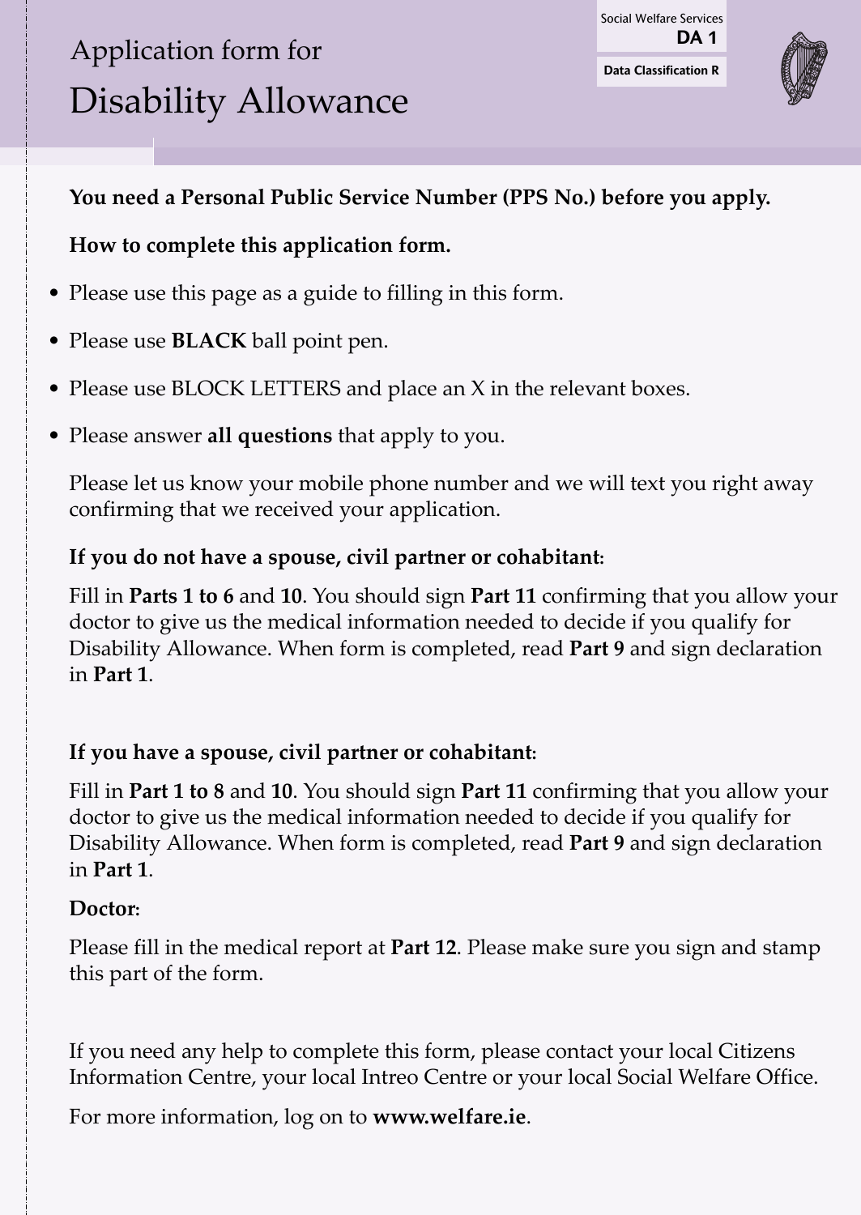Social Welfare Services
**DA 1**

**Data Classification R**

# Application form for Disability Allowance

**You need a Personal Public Service Number (PPS No.) before you apply.**

**How to complete this application form.**

- Please use this page as a guide to filling in this form.
- Please use **BLACK** ball point pen.
- Please use BLOCK LETTERS and place an X in the relevant boxes.
- Please answer **all questions** that apply to you.

Please let us know your mobile phone number and we will text you right away confirming that we received your application.

**If you do not have a spouse, civil partner or cohabitant:**

Fill in **Parts 1 to 6** and **10**. You should sign **Part 11** confirming that you allow your doctor to give us the medical information needed to decide if you qualify for Disability Allowance. When form is completed, read **Part 9** and sign declaration in **Part 1**.

**If you have a spouse, civil partner or cohabitant:**

Fill in **Part 1 to 8** and **10**. You should sign **Part 11** confirming that you allow your doctor to give us the medical information needed to decide if you qualify for Disability Allowance. When form is completed, read **Part 9** and sign declaration in **Part 1**.

**Doctor:**

Please fill in the medical report at **Part 12**. Please make sure you sign and stamp this part of the form.

If you need any help to complete this form, please contact your local Citizens Information Centre, your local Intreo Centre or your local Social Welfare Office.

For more information, log on to **www.welfare.ie**.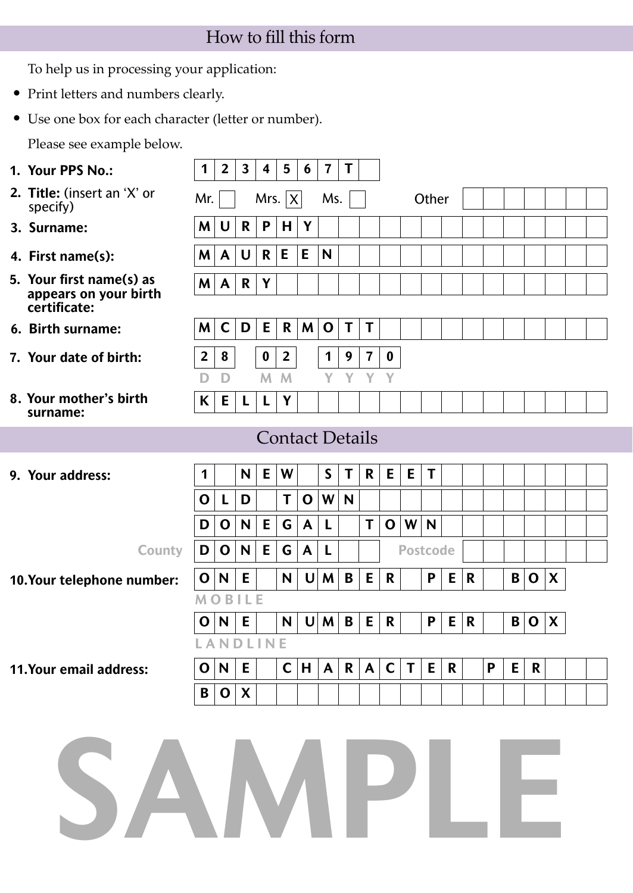## How to fill this form

To help us in processing your application:

- Print letters and numbers clearly.
- Use one box for each character (letter or number).

Please see example below.

**1. Your PPS No.:** 1 2 3 4 5 6 7 T

**2. Title:** (insert an 'X' or specify) Mr. [ ] Mrs. [X] Ms. [ ] Other [ ]

**3. Surname:** M U R P H Y

**4. First name(s):** M A U R E E N

**5. Your first name(s) as appears on your birth certificate:** M A R Y

**6. Birth surname:** M C D E R M O T T

**7. Your date of birth:** 2 8 (DD) 0 2 (MM) 1 9 7 0 (YYYY)

**8. Your mother's birth surname:** K E L L Y

## Contact Details

**9. Your address:**

1 NEW STREET

OLD TOWN

DONEGAL TOWN

County: DONEGAL    Postcode:

**10. Your telephone number:**

ONE NUMBER PER BOX

MOBILE

ONE NUMBER PER BOX

LANDLINE

**11. Your email address:**

ONE CHARACTER PER

BOX

SAMPLE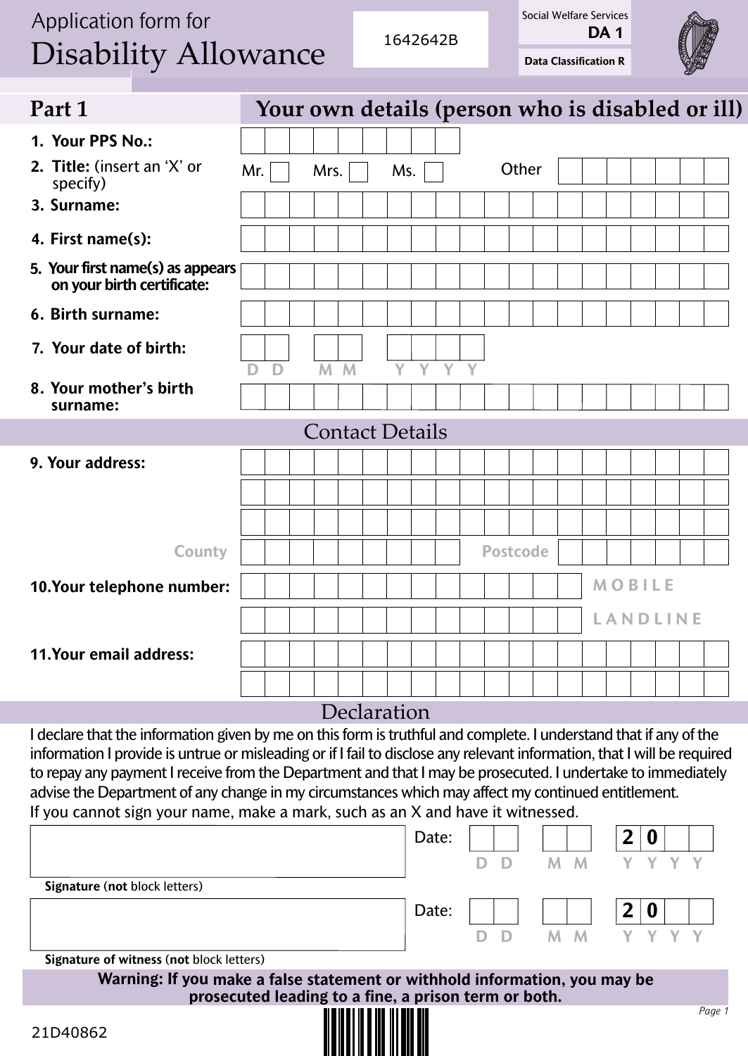# Application form for Disability Allowance

1642642B

Social Welfare Services
**DA 1**

**Data Classification R**

## Part 1 — Your own details (person who is disabled or ill)

1. **Your PPS No.:**
2. **Title:** (insert an 'X' or specify) Mr. ☐ Mrs. ☐ Ms. ☐ Other
3. **Surname:**
4. **First name(s):**
5. **Your first name(s) as appears on your birth certificate:**
6. **Birth surname:**
7. **Your date of birth:** D D M M Y Y Y Y
8. **Your mother's birth surname:**

### Contact Details

9. **Your address:**

   County — Postcode

10. **Your telephone number:** MOBILE

    LANDLINE

11. **Your email address:**

### Declaration

I declare that the information given by me on this form is truthful and complete. I understand that if any of the information I provide is untrue or misleading or if I fail to disclose any relevant information, that I will be required to repay any payment I receive from the Department and that I may be prosecuted. I undertake to immediately advise the Department of any change in my circumstances which may affect my continued entitlement.
If you cannot sign your name, make a mark, such as an X and have it witnessed.

**Signature** (**not** block letters) — Date: D D M M 2 0 Y Y

**Signature of witness** (**not** block letters) — Date: D D M M 2 0 Y Y

**Warning: If you make a false statement or withhold information, you may be prosecuted leading to a fine, a prison term or both.**

21D40862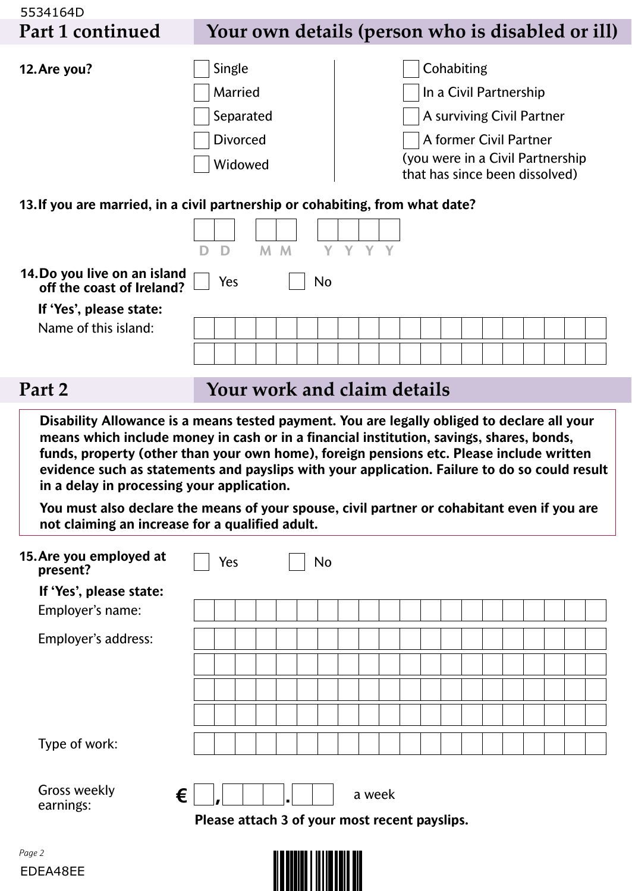5534164D

## Part 1 continued — Your own details (person who is disabled or ill)

**12. Are you?**

- ☐ Single
- ☐ Married
- ☐ Separated
- ☐ Divorced
- ☐ Widowed
- ☐ Cohabiting
- ☐ In a Civil Partnership
- ☐ A surviving Civil Partner
- ☐ A former Civil Partner (you were in a Civil Partnership that has since been dissolved)

**13. If you are married, in a civil partnership or cohabiting, from what date?**

D D / M M / Y Y Y Y

**14. Do you live on an island off the coast of Ireland?** ☐ Yes ☐ No

**If 'Yes', please state:**

Name of this island:

## Part 2 — Your work and claim details

**Disability Allowance is a means tested payment. You are legally obliged to declare all your means which include money in cash or in a financial institution, savings, shares, bonds, funds, property (other than your own home), foreign pensions etc. Please include written evidence such as statements and payslips with your application. Failure to do so could result in a delay in processing your application.**

**You must also declare the means of your spouse, civil partner or cohabitant even if you are not claiming an increase for a qualified adult.**

**15. Are you employed at present?** ☐ Yes ☐ No

**If 'Yes', please state:**

Employer's name:

Employer's address:

Type of work:

Gross weekly earnings: € \_,\_\_\_.\_\_ a week

**Please attach 3 of your most recent payslips.**

EDEA48EE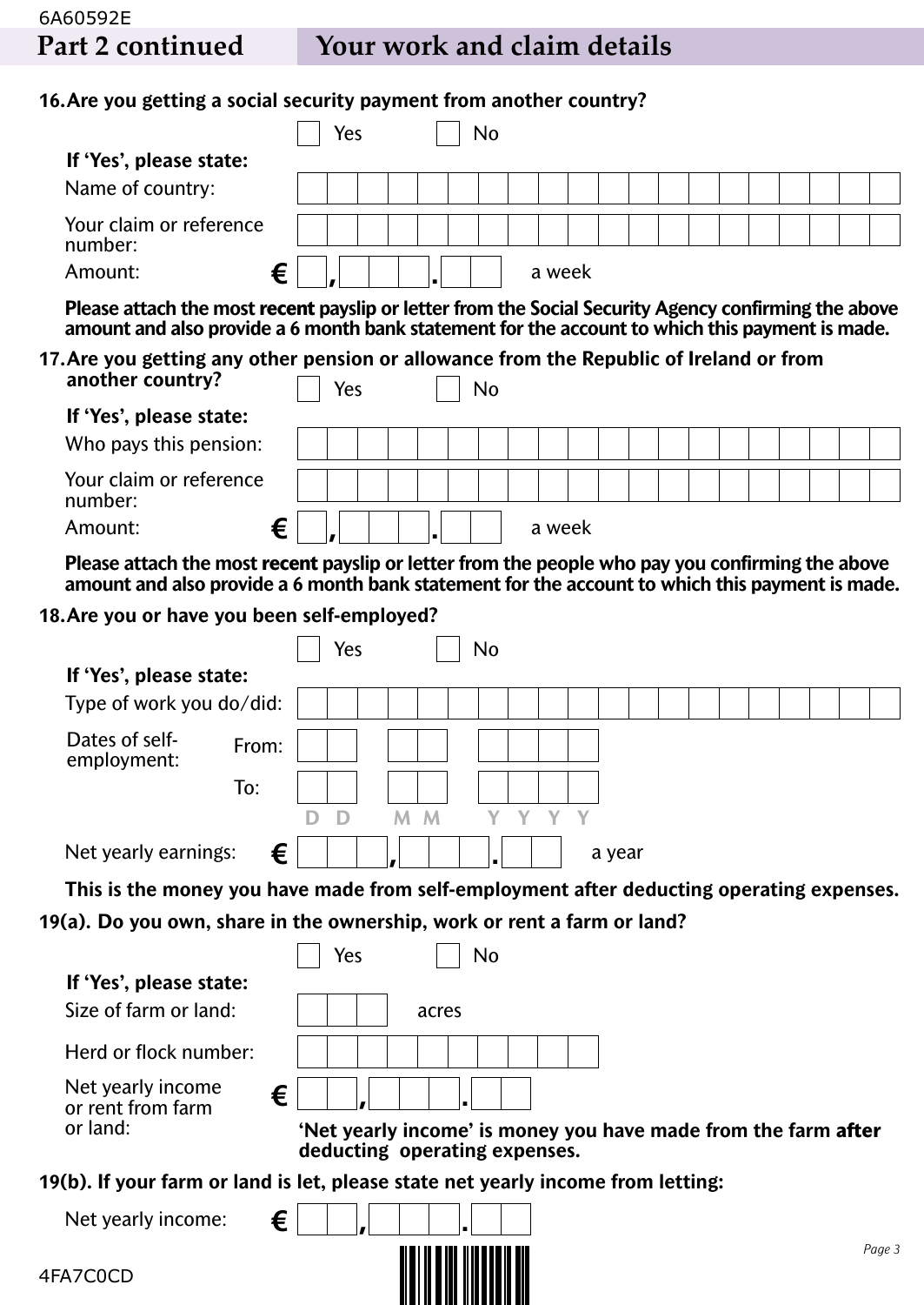## Part 2 continued — Your work and claim details

**16. Are you getting a social security payment from another country?**

☐ Yes ☐ No

**If 'Yes', please state:**

Name of country: ____________________

Your claim or reference number: ____________________

Amount: € __,___.__ a week

**Please attach the most recent payslip or letter from the Social Security Agency confirming the above amount and also provide a 6 month bank statement for the account to which this payment is made.**

**17. Are you getting any other pension or allowance from the Republic of Ireland or from another country?**

☐ Yes ☐ No

**If 'Yes', please state:**

Who pays this pension: ____________________

Your claim or reference number: ____________________

Amount: € __,___.__ a week

**Please attach the most recent payslip or letter from the people who pay you confirming the above amount and also provide a 6 month bank statement for the account to which this payment is made.**

**18. Are you or have you been self-employed?**

☐ Yes ☐ No

**If 'Yes', please state:**

Type of work you do/did: ____________________

Dates of self-employment:

From: DD MM YYYY

To: DD MM YYYY

Net yearly earnings: € ___,___.__ a year

**This is the money you have made from self-employment after deducting operating expenses.**

**19(a). Do you own, share in the ownership, work or rent a farm or land?**

☐ Yes ☐ No

**If 'Yes', please state:**

Size of farm or land: ___ acres

Herd or flock number: ____________________

Net yearly income or rent from farm or land: € __,___.__

**'Net yearly income' is money you have made from the farm after deducting operating expenses.**

**19(b). If your farm or land is let, please state net yearly income from letting:**

Net yearly income: € __,___.__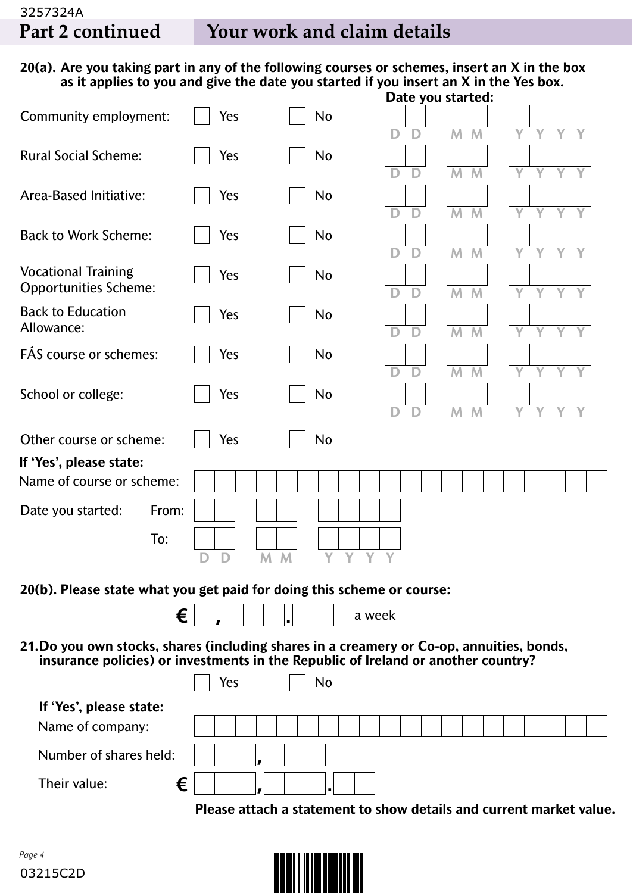## Part 2 continued — Your work and claim details

**20(a). Are you taking part in any of the following courses or schemes, insert an X in the box as it applies to you and give the date you started if you insert an X in the Yes box.**

| | | | Date you started: |
|---|---|---|---|
| Community employment: | ☐ Yes | ☐ No | DD / MM / YYYY |
| Rural Social Scheme: | ☐ Yes | ☐ No | DD / MM / YYYY |
| Area-Based Initiative: | ☐ Yes | ☐ No | DD / MM / YYYY |
| Back to Work Scheme: | ☐ Yes | ☐ No | DD / MM / YYYY |
| Vocational Training Opportunities Scheme: | ☐ Yes | ☐ No | DD / MM / YYYY |
| Back to Education Allowance: | ☐ Yes | ☐ No | DD / MM / YYYY |
| FÁS course or schemes: | ☐ Yes | ☐ No | DD / MM / YYYY |
| School or college: | ☐ Yes | ☐ No | DD / MM / YYYY |

Other course or scheme: ☐ Yes ☐ No

**If 'Yes', please state:**

Name of course or scheme:

Date you started: From: DD / MM / YYYY

To: DD / MM / YYYY

**20(b). Please state what you get paid for doing this scheme or course:**

€ _,___.__ a week

**21. Do you own stocks, shares (including shares in a creamery or Co-op, annuities, bonds, insurance policies) or investments in the Republic of Ireland or another country?**

☐ Yes ☐ No

**If 'Yes', please state:**

Name of company:

Number of shares held: ___,___

Their value: € ___,___.__

**Please attach a statement to show details and current market value.**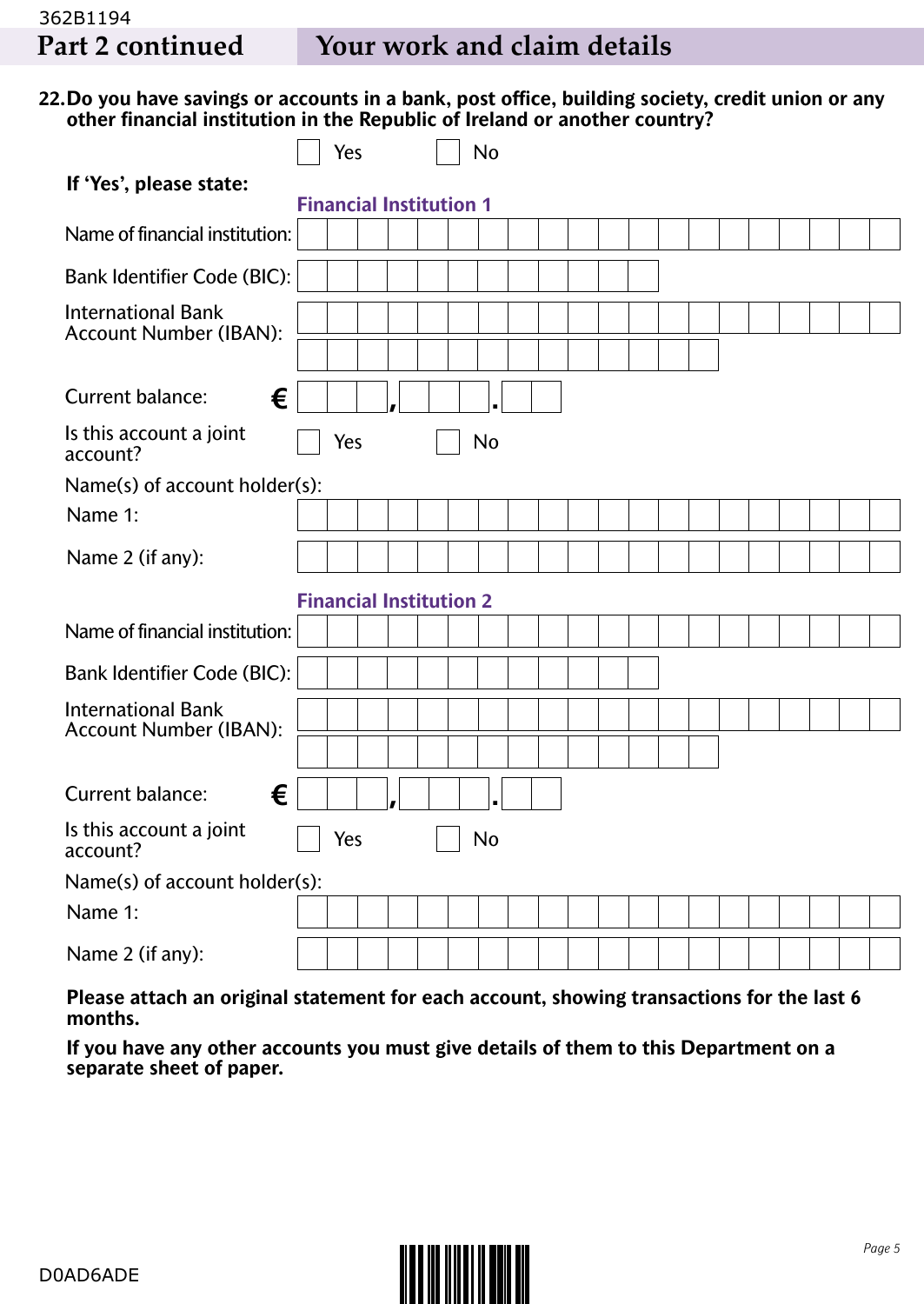## Part 2 continued — Your work and claim details

**22. Do you have savings or accounts in a bank, post office, building society, credit union or any other financial institution in the Republic of Ireland or another country?**

☐ Yes ☐ No

**If 'Yes', please state:**

### Financial Institution 1

Name of financial institution:

Bank Identifier Code (BIC):

International Bank Account Number (IBAN):

Current balance: € ___,___.__

Is this account a joint account? ☐ Yes ☐ No

Name(s) of account holder(s):

Name 1:

Name 2 (if any):

### Financial Institution 2

Name of financial institution:

Bank Identifier Code (BIC):

International Bank Account Number (IBAN):

Current balance: € ___,___.__

Is this account a joint account? ☐ Yes ☐ No

Name(s) of account holder(s):

Name 1:

Name 2 (if any):

**Please attach an original statement for each account, showing transactions for the last 6 months.**

**If you have any other accounts you must give details of them to this Department on a separate sheet of paper.**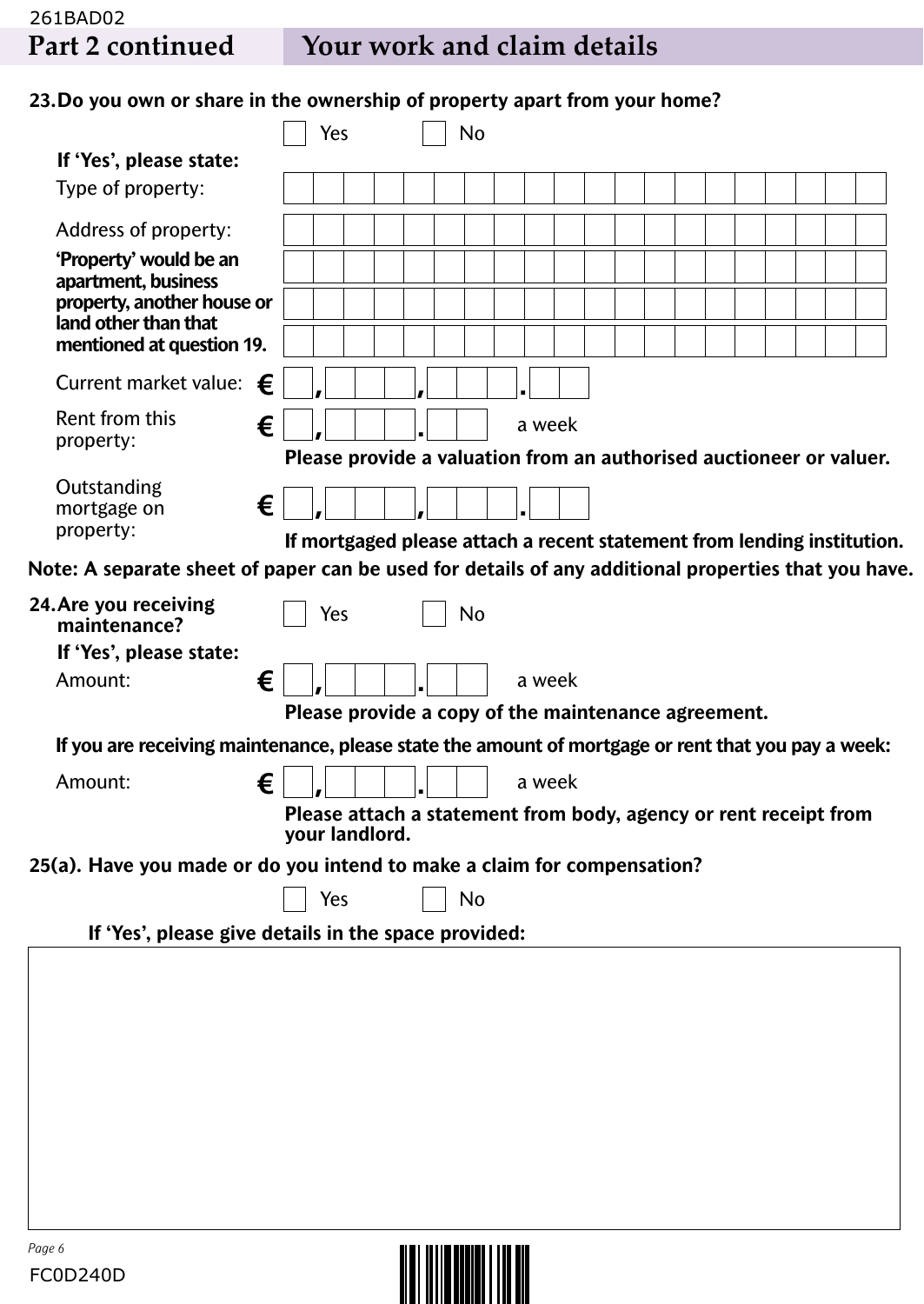## Part 2 continued — Your work and claim details

**23. Do you own or share in the ownership of property apart from your home?**

☐ Yes ☐ No

**If 'Yes', please state:**

Type of property:

Address of property:

**'Property' would be an apartment, business property, another house or land other than that mentioned at question 19.**

Current market value: € ___,___,___.___

Rent from this property: € ___,___.___ a week

**Please provide a valuation from an authorised auctioneer or valuer.**

Outstanding mortgage on property: € ___,___,___.___

**If mortgaged please attach a recent statement from lending institution.**

**Note: A separate sheet of paper can be used for details of any additional properties that you have.**

**24. Are you receiving maintenance?**

☐ Yes ☐ No

**If 'Yes', please state:**

Amount: € ___,___.___ a week

**Please provide a copy of the maintenance agreement.**

**If you are receiving maintenance, please state the amount of mortgage or rent that you pay a week:**

Amount: € ___,___.___ a week

**Please attach a statement from body, agency or rent receipt from your landlord.**

**25(a). Have you made or do you intend to make a claim for compensation?**

☐ Yes ☐ No

**If 'Yes', please give details in the space provided:**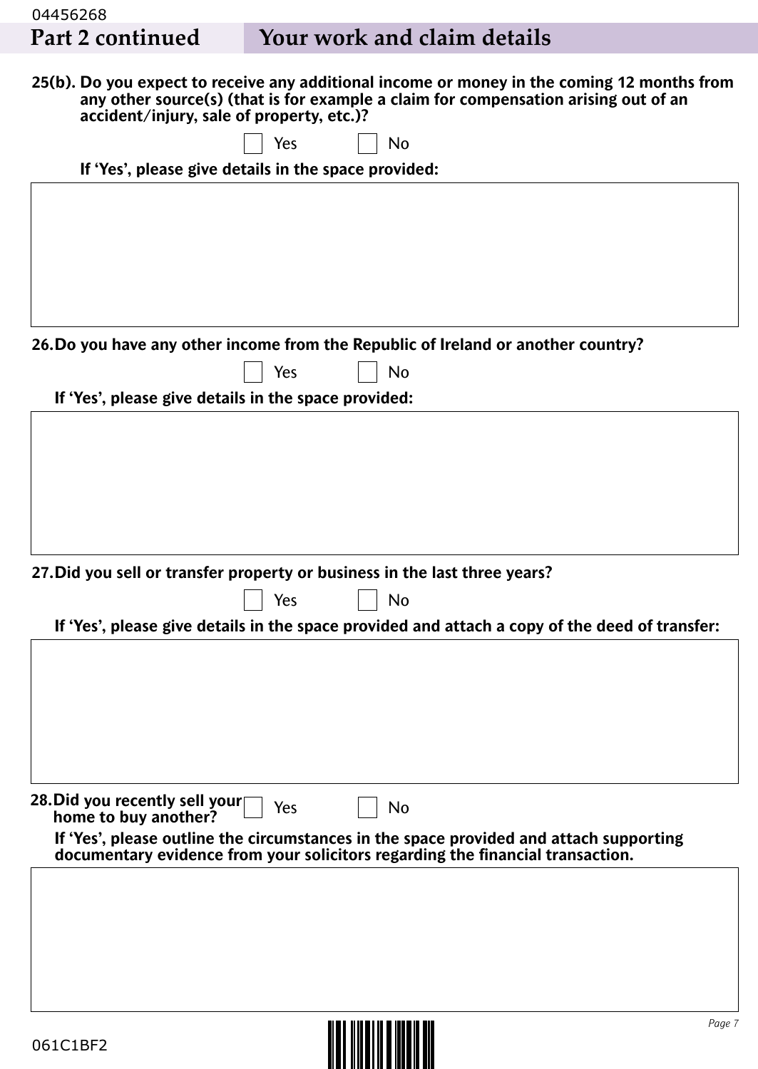## Part 2 continued — Your work and claim details

**25(b). Do you expect to receive any additional income or money in the coming 12 months from any other source(s) (that is for example a claim for compensation arising out of an accident/injury, sale of property, etc.)?**

☐ Yes ☐ No

**If 'Yes', please give details in the space provided:**

**26. Do you have any other income from the Republic of Ireland or another country?**

☐ Yes ☐ No

**If 'Yes', please give details in the space provided:**

**27. Did you sell or transfer property or business in the last three years?**

☐ Yes ☐ No

**If 'Yes', please give details in the space provided and attach a copy of the deed of transfer:**

**28. Did you recently sell your home to buy another?**

☐ Yes ☐ No

**If 'Yes', please outline the circumstances in the space provided and attach supporting documentary evidence from your solicitors regarding the financial transaction.**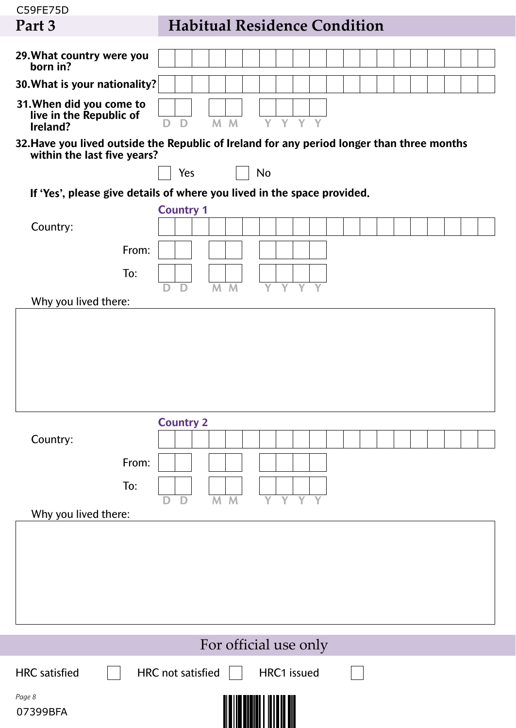## Part 3 Habitual Residence Condition

**29. What country were you born in?** ______________________

**30. What is your nationality?** ______________________

**31. When did you come to live in the Republic of Ireland?** D D / M M / Y Y Y Y

**32. Have you lived outside the Republic of Ireland for any period longer than three months within the last five years?**

☐ Yes ☐ No

**If 'Yes', please give details of where you lived in the space provided.**

**Country 1**

Country: ______________________

From: D D / M M / Y Y Y Y

To: D D / M M / Y Y Y Y

Why you lived there:

______________________

**Country 2**

Country: ______________________

From: D D / M M / Y Y Y Y

To: D D / M M / Y Y Y Y

Why you lived there:

______________________

### For official use only

HRC satisfied ☐ HRC not satisfied ☐ HRC1 issued ☐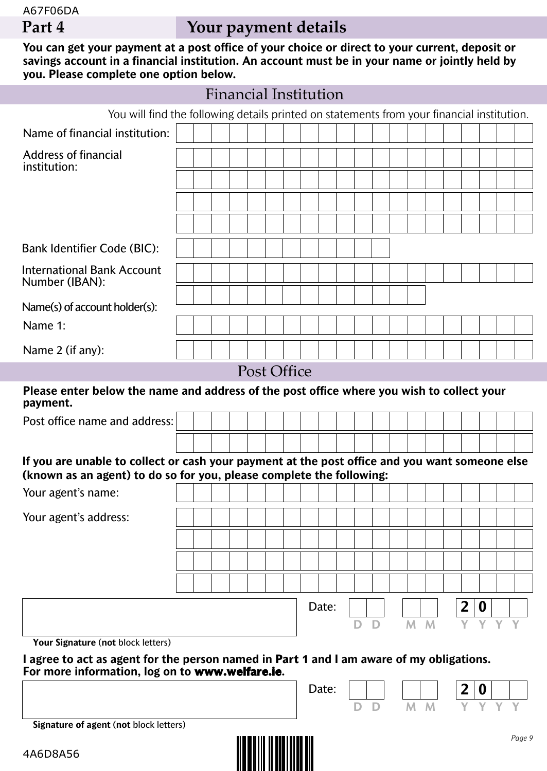## Part 4 Your payment details

**You can get your payment at a post office of your choice or direct to your current, deposit or savings account in a financial institution. An account must be in your name or jointly held by you. Please complete one option below.**

### Financial Institution

You will find the following details printed on statements from your financial institution.

Name of financial institution:

Address of financial institution:

Bank Identifier Code (BIC):

International Bank Account Number (IBAN):

Name(s) of account holder(s):

Name 1:

Name 2 (if any):

### Post Office

**Please enter below the name and address of the post office where you wish to collect your payment.**

Post office name and address:

**If you are unable to collect or cash your payment at the post office and you want someone else (known as an agent) to do so for you, please complete the following:**

Your agent's name:

Your agent's address:

**Your Signature** (**not** block letters)

Date: D D M M 2 0 Y Y

**I agree to act as agent for the person named in Part 1 and I am aware of my obligations. For more information, log on to www.welfare.ie.**

**Signature of agent** (**not** block letters)

Date: D D M M 2 0 Y Y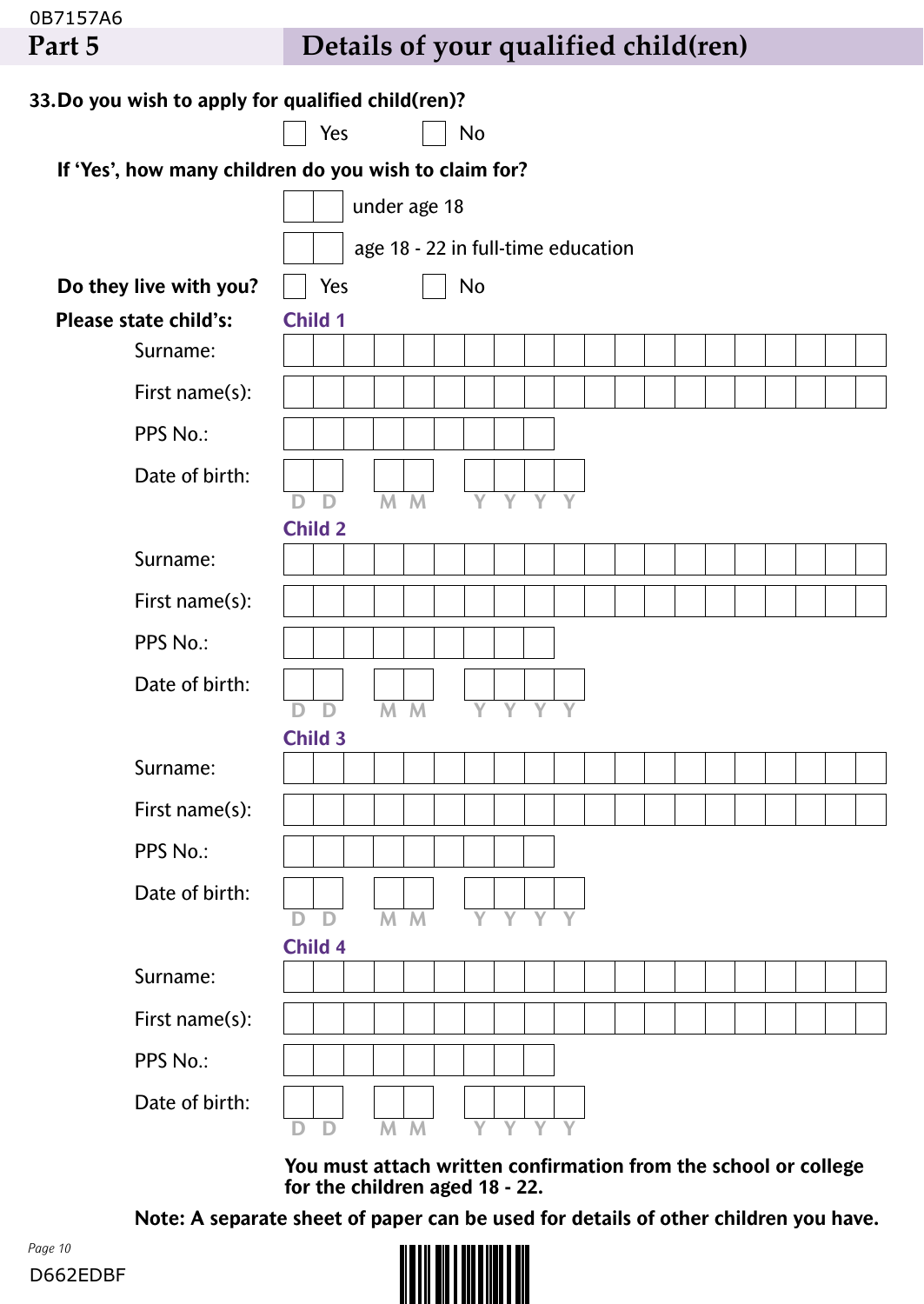## Part 5 Details of your qualified child(ren)

**33. Do you wish to apply for qualified child(ren)?**

☐ Yes ☐ No

**If 'Yes', how many children do you wish to claim for?**

☐☐ under age 18

☐☐ age 18 - 22 in full-time education

**Do they live with you?** ☐ Yes ☐ No

**Please state child's:**

**Child 1**

Surname:

First name(s):

PPS No.:

Date of birth: D D M M Y Y Y Y

**Child 2**

Surname:

First name(s):

PPS No.:

Date of birth: D D M M Y Y Y Y

**Child 3**

Surname:

First name(s):

PPS No.:

Date of birth: D D M M Y Y Y Y

**Child 4**

Surname:

First name(s):

PPS No.:

Date of birth: D D M M Y Y Y Y

**You must attach written confirmation from the school or college for the children aged 18 - 22.**

**Note: A separate sheet of paper can be used for details of other children you have.**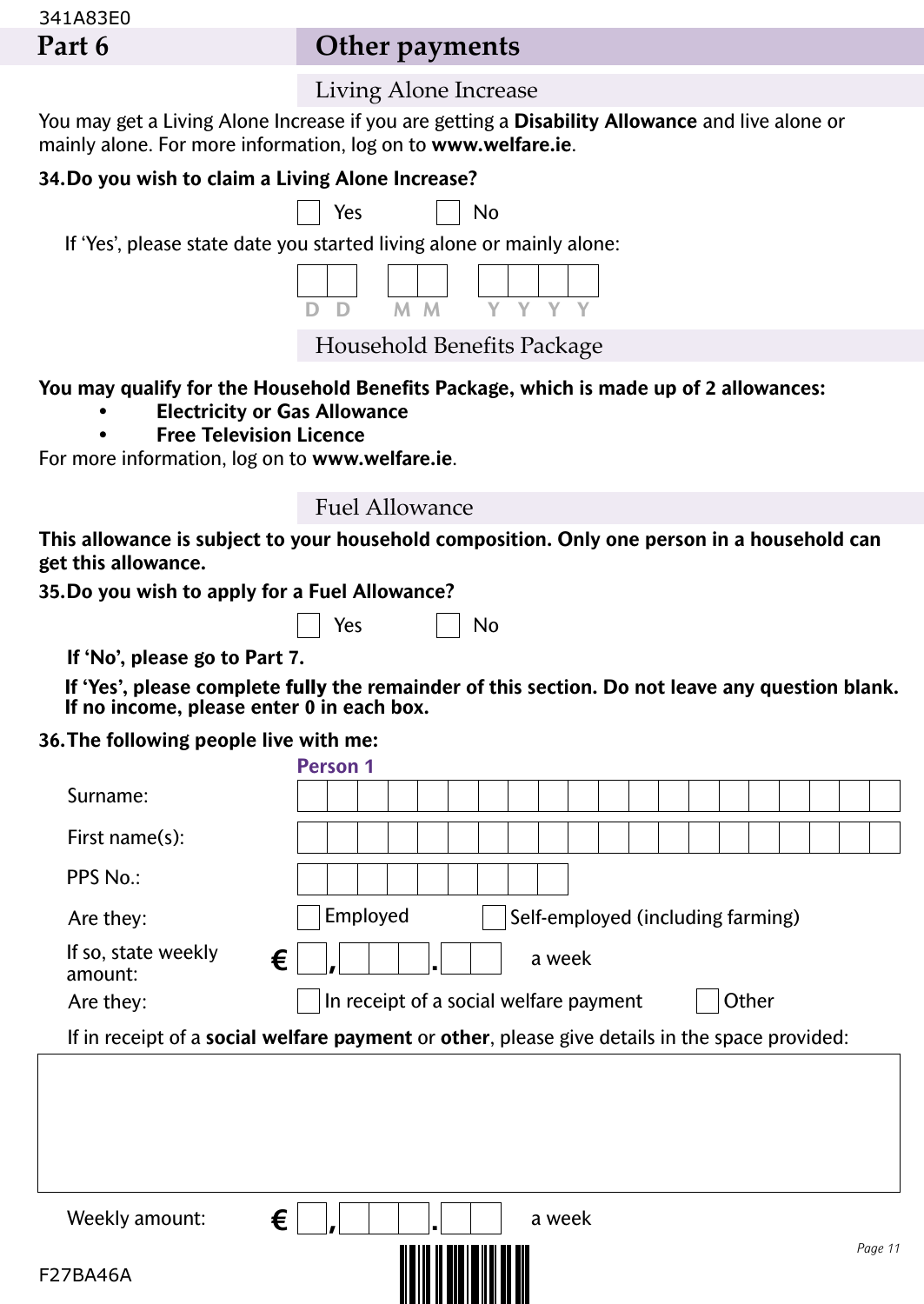## Part 6 — Other payments

### Living Alone Increase

You may get a Living Alone Increase if you are getting a **Disability Allowance** and live alone or mainly alone. For more information, log on to **www.welfare.ie**.

**34. Do you wish to claim a Living Alone Increase?**

☐ Yes ☐ No

If 'Yes', please state date you started living alone or mainly alone:

D D / M M / Y Y Y Y

### Household Benefits Package

**You may qualify for the Household Benefits Package, which is made up of 2 allowances:**

- **Electricity or Gas Allowance**
- **Free Television Licence**

For more information, log on to **www.welfare.ie**.

### Fuel Allowance

**This allowance is subject to your household composition. Only one person in a household can get this allowance.**

**35. Do you wish to apply for a Fuel Allowance?**

☐ Yes ☐ No

**If 'No', please go to Part 7.**

**If 'Yes', please complete fully the remainder of this section. Do not leave any question blank. If no income, please enter 0 in each box.**

**36. The following people live with me:**

**Person 1**

Surname:

First name(s):

PPS No.:

Are they: ☐ Employed ☐ Self-employed (including farming)

If so, state weekly amount: € __,___.__ a week

Are they: ☐ In receipt of a social welfare payment ☐ Other

If in receipt of a **social welfare payment** or **other**, please give details in the space provided:

Weekly amount: € __,___.__ a week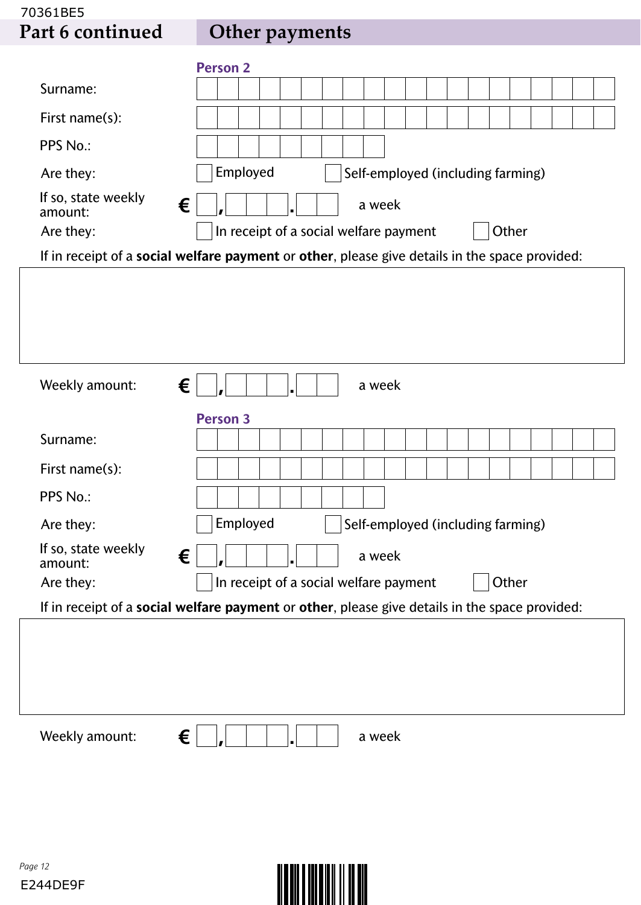# Part 6 continued — Other payments

### Person 2

Surname: ☐☐☐☐☐☐☐☐☐☐☐☐☐☐☐☐☐☐☐☐

First name(s): ☐☐☐☐☐☐☐☐☐☐☐☐☐☐☐☐☐☐☐☐

PPS No.: ☐☐☐☐☐☐☐☐☐

Are they: ☐ Employed ☐ Self-employed (including farming)

If so, state weekly amount: € ☐,☐☐☐.☐☐ a week

Are they: ☐ In receipt of a social welfare payment ☐ Other

If in receipt of a **social welfare payment** or **other**, please give details in the space provided:

&nbsp;

Weekly amount: € ☐,☐☐☐.☐☐ a week

### Person 3

Surname: ☐☐☐☐☐☐☐☐☐☐☐☐☐☐☐☐☐☐☐☐

First name(s): ☐☐☐☐☐☐☐☐☐☐☐☐☐☐☐☐☐☐☐☐

PPS No.: ☐☐☐☐☐☐☐☐☐

Are they: ☐ Employed ☐ Self-employed (including farming)

If so, state weekly amount: € ☐,☐☐☐.☐☐ a week

Are they: ☐ In receipt of a social welfare payment ☐ Other

If in receipt of a **social welfare payment** or **other**, please give details in the space provided:

&nbsp;

Weekly amount: € ☐,☐☐☐.☐☐ a week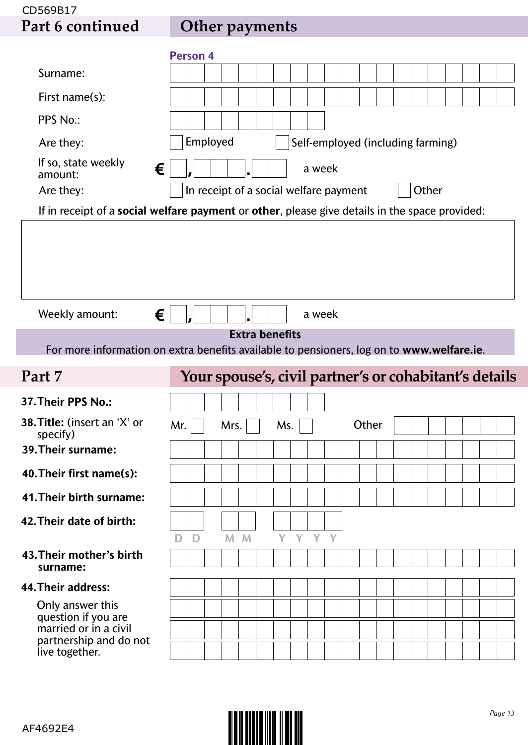## Part 6 continued — Other payments

**Person 4**

Surname:

First name(s):

PPS No.:

Are they: ☐ Employed ☐ Self-employed (including farming)

If so, state weekly amount: € \_,\_\_\_.\_\_ a week

Are they: ☐ In receipt of a social welfare payment ☐ Other

If in receipt of a **social welfare payment** or **other**, please give details in the space provided:

Weekly amount: € \_,\_\_\_.\_\_ a week

**Extra benefits**

For more information on extra benefits available to pensioners, log on to **www.welfare.ie**.

## Part 7 — Your spouse's, civil partner's or cohabitant's details

**37. Their PPS No.:**

**38. Title:** (insert an 'X' or specify) Mr. ☐ Mrs. ☐ Ms. ☐ Other

**39. Their surname:**

**40. Their first name(s):**

**41. Their birth surname:**

**42. Their date of birth:** D D M M Y Y Y Y

**43. Their mother's birth surname:**

**44. Their address:**

Only answer this question if you are married or in a civil partnership and do not live together.

CD569B17

AF4692E4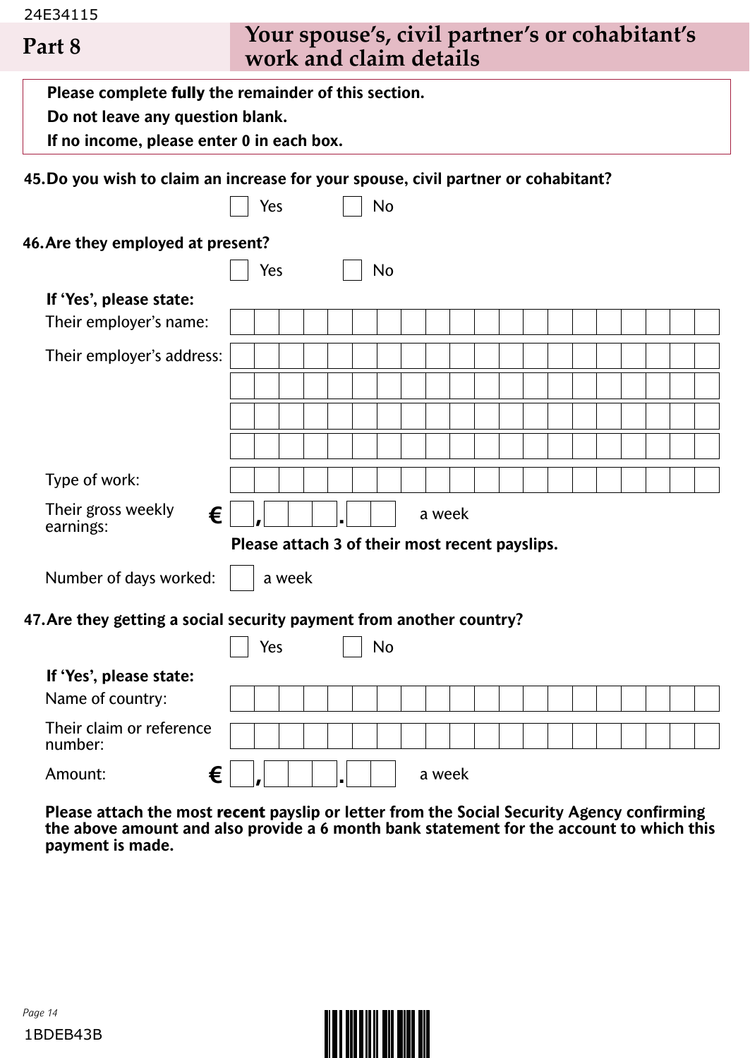## Part 8 Your spouse's, civil partner's or cohabitant's work and claim details

**Please complete fully the remainder of this section.**
**Do not leave any question blank.**
**If no income, please enter 0 in each box.**

**45. Do you wish to claim an increase for your spouse, civil partner or cohabitant?**

☐ Yes ☐ No

**46. Are they employed at present?**

☐ Yes ☐ No

**If 'Yes', please state:**

Their employer's name:

Their employer's address:

Type of work:

Their gross weekly earnings: € \_,\_\_\_.\_\_ a week

**Please attach 3 of their most recent payslips.**

Number of days worked: \_ a week

**47. Are they getting a social security payment from another country?**

☐ Yes ☐ No

**If 'Yes', please state:**

Name of country:

Their claim or reference number:

Amount: € \_,\_\_\_.\_\_ a week

**Please attach the most recent payslip or letter from the Social Security Agency confirming the above amount and also provide a 6 month bank statement for the account to which this payment is made.**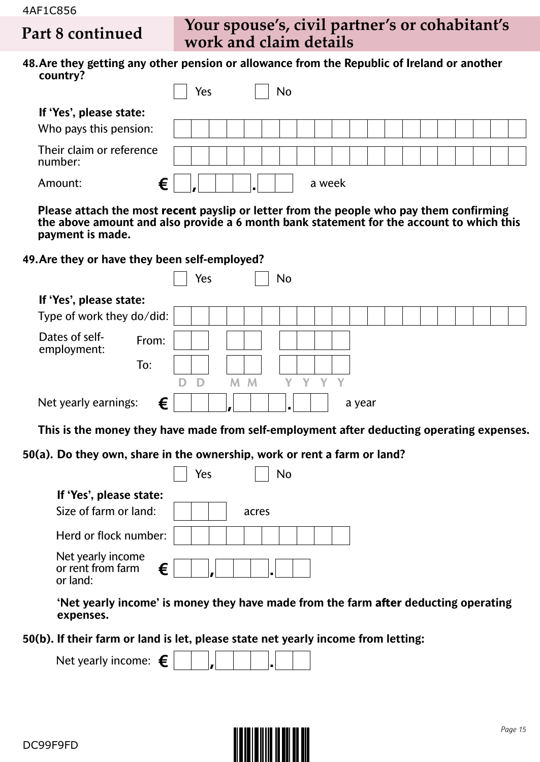## Part 8 continued — Your spouse's, civil partner's or cohabitant's work and claim details

**48. Are they getting any other pension or allowance from the Republic of Ireland or another country?**

☐ Yes ☐ No

**If 'Yes', please state:**

Who pays this pension: ____________________

Their claim or reference number: ____________________

Amount: € _ , _ _ _ . _ _ a week

**Please attach the most recent payslip or letter from the people who pay them confirming the above amount and also provide a 6 month bank statement for the account to which this payment is made.**

**49. Are they or have they been self-employed?**

☐ Yes ☐ No

**If 'Yes', please state:**

Type of work they do/did: ____________________

Dates of self-employment:

From: D D M M Y Y Y Y

To: D D M M Y Y Y Y

Net yearly earnings: € _ _ _ , _ _ _ . _ _ a year

**This is the money they have made from self-employment after deducting operating expenses.**

**50(a). Do they own, share in the ownership, work or rent a farm or land?**

☐ Yes ☐ No

**If 'Yes', please state:**

Size of farm or land: _ _ _ acres

Herd or flock number: ____________________

Net yearly income or rent from farm or land: € _ _ , _ _ _ . _ _

**'Net yearly income' is money they have made from the farm after deducting operating expenses.**

**50(b). If their farm or land is let, please state net yearly income from letting:**

Net yearly income: € _ _ , _ _ _ . _ _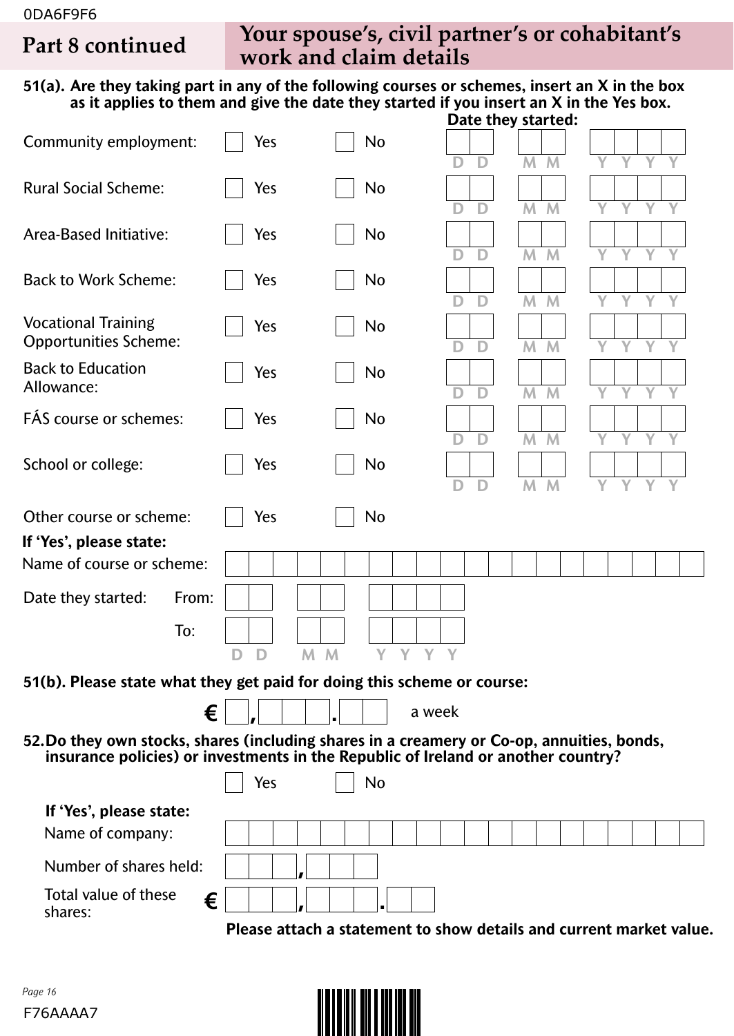## Part 8 continued — Your spouse's, civil partner's or cohabitant's work and claim details

**51(a). Are they taking part in any of the following courses or schemes, insert an X in the box as it applies to them and give the date they started if you insert an X in the Yes box.**

| | | | Date they started: |
|---|---|---|---|
| Community employment: | ☐ Yes | ☐ No | DD MM YYYY |
| Rural Social Scheme: | ☐ Yes | ☐ No | DD MM YYYY |
| Area-Based Initiative: | ☐ Yes | ☐ No | DD MM YYYY |
| Back to Work Scheme: | ☐ Yes | ☐ No | DD MM YYYY |
| Vocational Training Opportunities Scheme: | ☐ Yes | ☐ No | DD MM YYYY |
| Back to Education Allowance: | ☐ Yes | ☐ No | DD MM YYYY |
| FÁS course or schemes: | ☐ Yes | ☐ No | DD MM YYYY |
| School or college: | ☐ Yes | ☐ No | DD MM YYYY |

Other course or scheme: ☐ Yes ☐ No

**If 'Yes', please state:**

Name of course or scheme: ____________________

Date they started:
From: DD MM YYYY
To: DD MM YYYY

**51(b). Please state what they get paid for doing this scheme or course:**

€ _,___.__ a week

**52. Do they own stocks, shares (including shares in a creamery or Co-op, annuities, bonds, insurance policies) or investments in the Republic of Ireland or another country?**

☐ Yes ☐ No

**If 'Yes', please state:**

Name of company: ____________________

Number of shares held: ___,___

Total value of these shares: € ___,___.__

**Please attach a statement to show details and current market value.**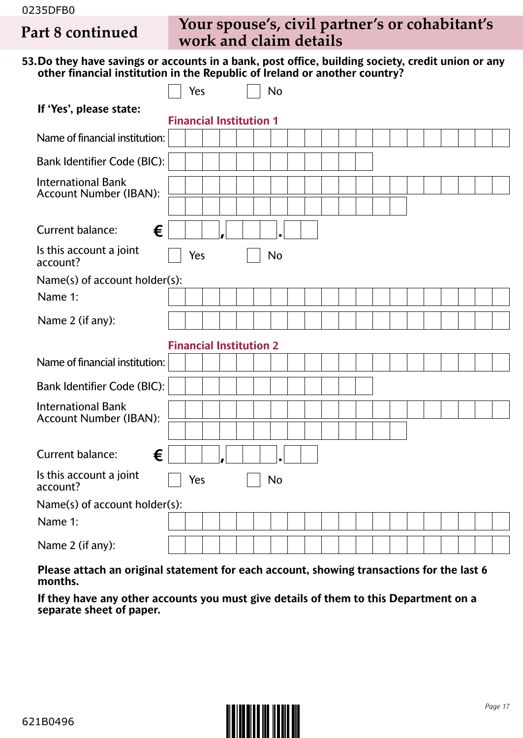## Part 8 continued — Your spouse's, civil partner's or cohabitant's work and claim details

**53. Do they have savings or accounts in a bank, post office, building society, credit union or any other financial institution in the Republic of Ireland or another country?**

☐ Yes ☐ No

**If 'Yes', please state:**

### Financial Institution 1

Name of financial institution: ____________________

Bank Identifier Code (BIC): ____________________

International Bank Account Number (IBAN): ____________________

Current balance: € ___ , ___ . __

Is this account a joint account? ☐ Yes ☐ No

Name(s) of account holder(s):

Name 1: ____________________

Name 2 (if any): ____________________

### Financial Institution 2

Name of financial institution: ____________________

Bank Identifier Code (BIC): ____________________

International Bank Account Number (IBAN): ____________________

Current balance: € ___ , ___ . __

Is this account a joint account? ☐ Yes ☐ No

Name(s) of account holder(s):

Name 1: ____________________

Name 2 (if any): ____________________

**Please attach an original statement for each account, showing transactions for the last 6 months.**

**If they have any other accounts you must give details of them to this Department on a separate sheet of paper.**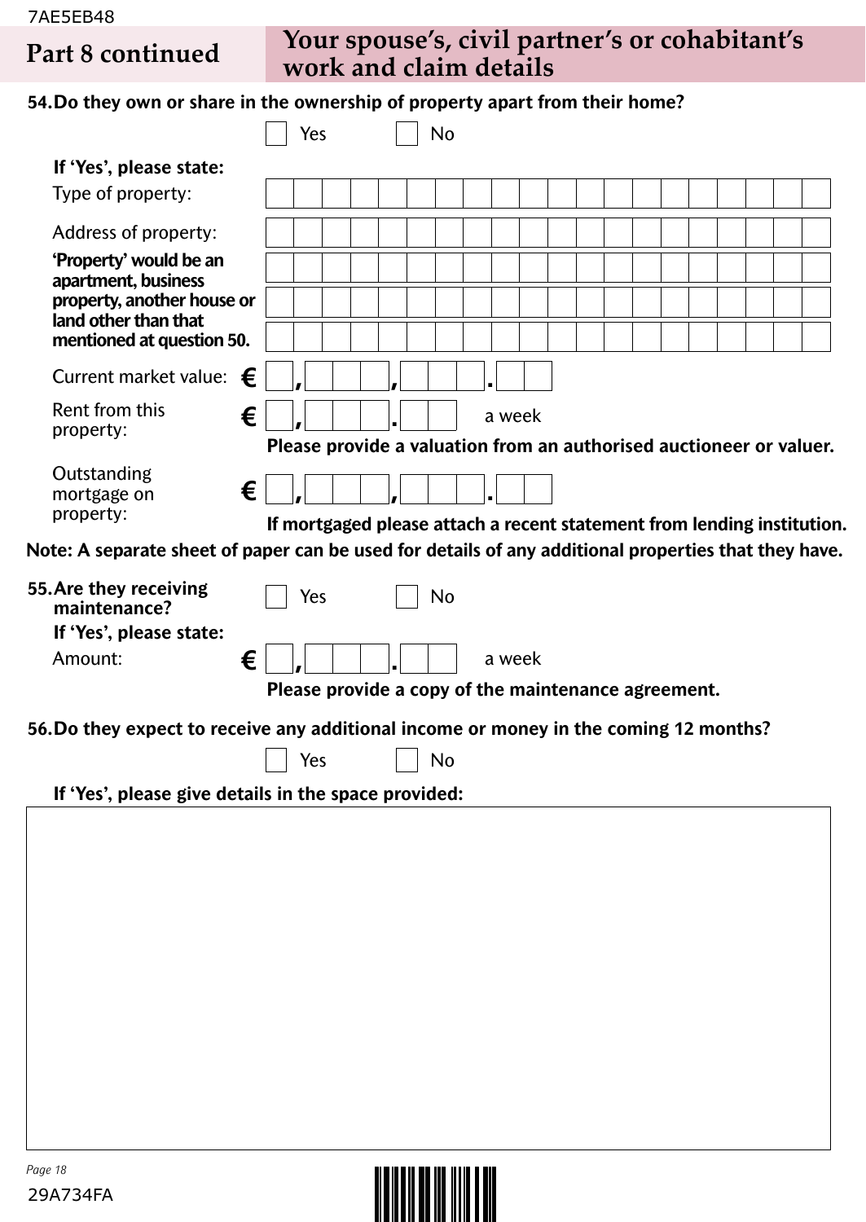## Part 8 continued — Your spouse's, civil partner's or cohabitant's work and claim details

**54. Do they own or share in the ownership of property apart from their home?**

☐ Yes ☐ No

**If 'Yes', please state:**

Type of property: ____________________

Address of property: ____________________

**'Property' would be an apartment, business property, another house or land other than that mentioned at question 50.**

Current market value: € _,___,___.__

Rent from this property: € _,___.__ a week

**Please provide a valuation from an authorised auctioneer or valuer.**

Outstanding mortgage on property: € _,___,___.__

**If mortgaged please attach a recent statement from lending institution.**

**Note: A separate sheet of paper can be used for details of any additional properties that they have.**

**55. Are they receiving maintenance?**

☐ Yes ☐ No

**If 'Yes', please state:**

Amount: € _,___.__ a week

**Please provide a copy of the maintenance agreement.**

**56. Do they expect to receive any additional income or money in the coming 12 months?**

☐ Yes ☐ No

**If 'Yes', please give details in the space provided:**

____________________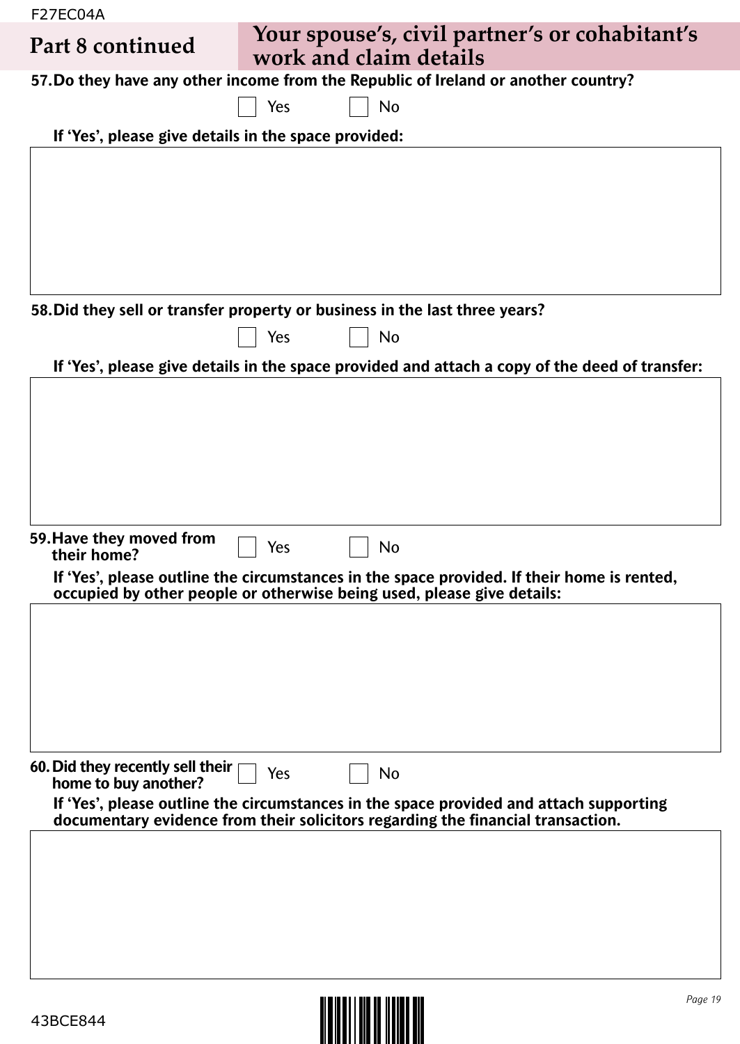## Part 8 continued — Your spouse's, civil partner's or cohabitant's work and claim details

**57. Do they have any other income from the Republic of Ireland or another country?**

☐ Yes ☐ No

**If 'Yes', please give details in the space provided:**

**58. Did they sell or transfer property or business in the last three years?**

☐ Yes ☐ No

**If 'Yes', please give details in the space provided and attach a copy of the deed of transfer:**

**59. Have they moved from their home?**

☐ Yes ☐ No

**If 'Yes', please outline the circumstances in the space provided. If their home is rented, occupied by other people or otherwise being used, please give details:**

**60. Did they recently sell their home to buy another?**

☐ Yes ☐ No

**If 'Yes', please outline the circumstances in the space provided and attach supporting documentary evidence from their solicitors regarding the financial transaction.**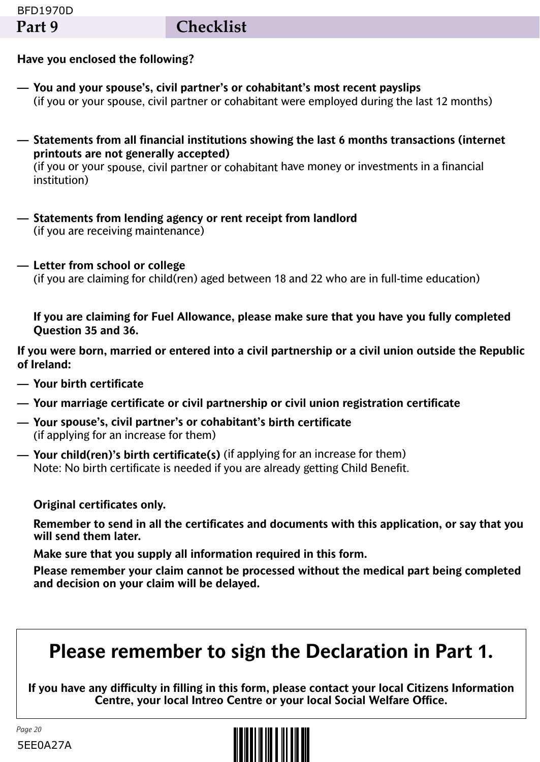## Part 9 Checklist

**Have you enclosed the following?**

— **You and your spouse's, civil partner's or cohabitant's most recent payslips**
(if you or your spouse, civil partner or cohabitant were employed during the last 12 months)

— **Statements from all financial institutions showing the last 6 months transactions (internet printouts are not generally accepted)**
(if you or your spouse, civil partner or cohabitant have money or investments in a financial institution)

— **Statements from lending agency or rent receipt from landlord**
(if you are receiving maintenance)

— **Letter from school or college**
(if you are claiming for child(ren) aged between 18 and 22 who are in full-time education)

**If you are claiming for Fuel Allowance, please make sure that you have you fully completed Question 35 and 36.**

**If you were born, married or entered into a civil partnership or a civil union outside the Republic of Ireland:**

— **Your birth certificate**

— **Your marriage certificate or civil partnership or civil union registration certificate**

— **Your spouse's, civil partner's or cohabitant's birth certificate**
(if applying for an increase for them)

— **Your child(ren)'s birth certificate(s)** (if applying for an increase for them)
Note: No birth certificate is needed if you are already getting Child Benefit.

**Original certificates only.**

**Remember to send in all the certificates and documents with this application, or say that you will send them later.**

**Make sure that you supply all information required in this form.**

**Please remember your claim cannot be processed without the medical part being completed and decision on your claim will be delayed.**

# Please remember to sign the Declaration in Part 1.

**If you have any difficulty in filling in this form, please contact your local Citizens Information Centre, your local Intreo Centre or your local Social Welfare Office.**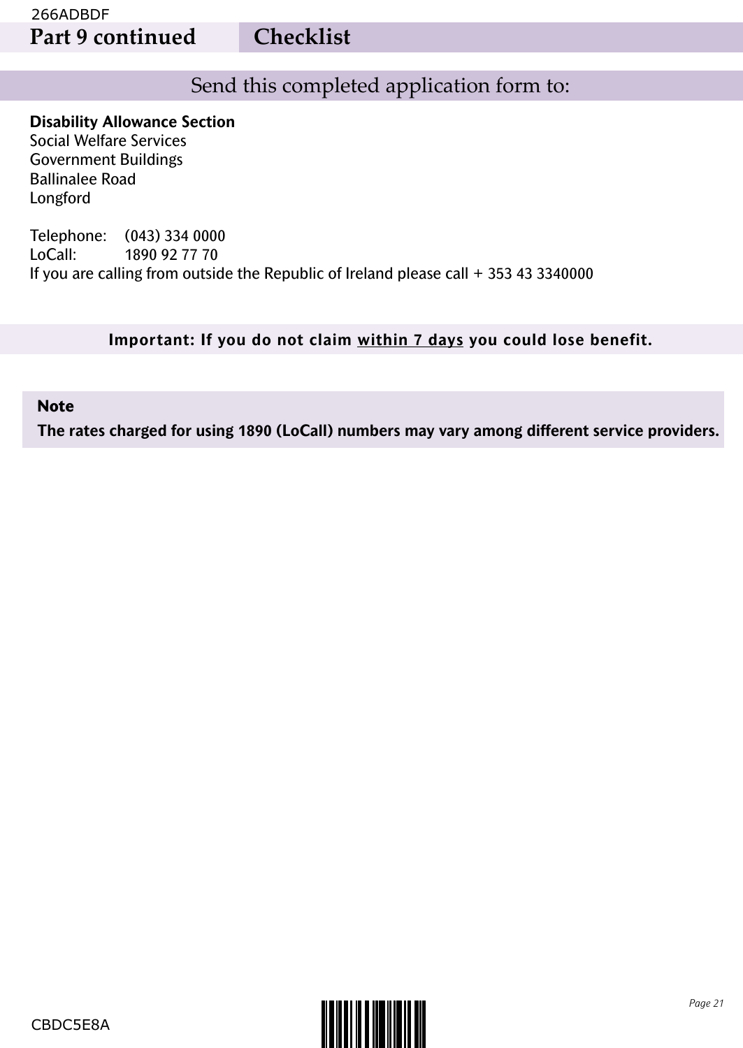## Part 9 continued — Checklist

### Send this completed application form to:

**Disability Allowance Section**
Social Welfare Services
Government Buildings
Ballinalee Road
Longford

Telephone: (043) 334 0000
LoCall: 1890 92 77 70
If you are calling from outside the Republic of Ireland please call + 353 43 3340000

**Important: If you do not claim within 7 days you could lose benefit.**

**Note**

**The rates charged for using 1890 (LoCall) numbers may vary among different service providers.**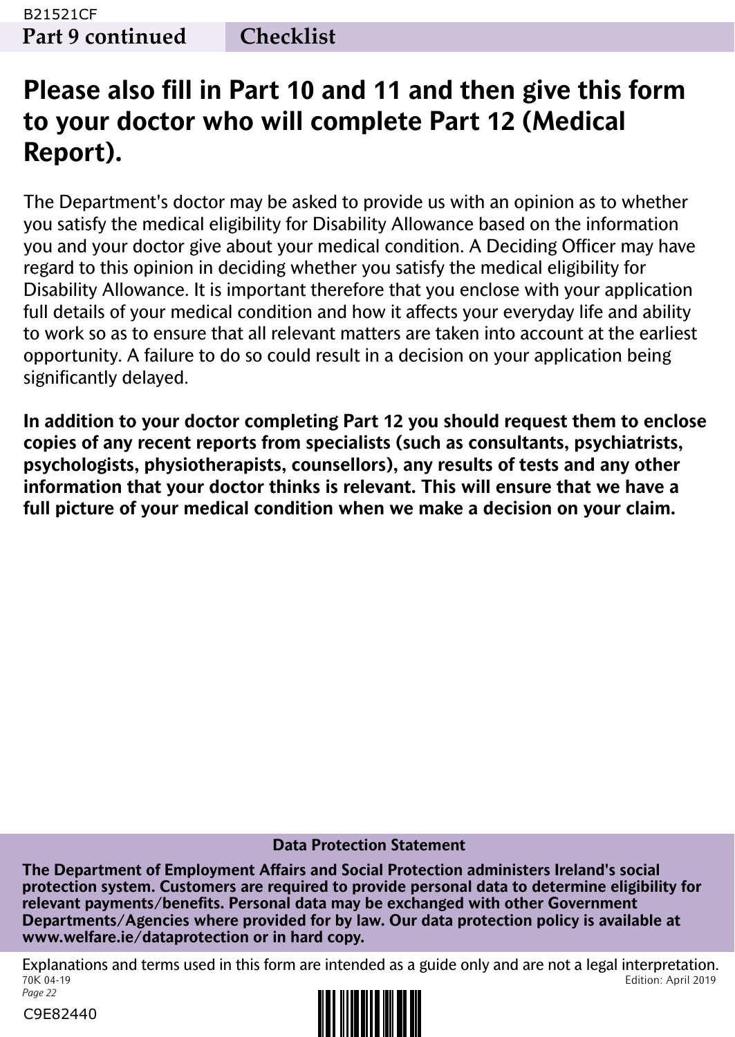**Part 9 continued** **Checklist**

# Please also fill in Part 10 and 11 and then give this form to your doctor who will complete Part 12 (Medical Report).

The Department's doctor may be asked to provide us with an opinion as to whether you satisfy the medical eligibility for Disability Allowance based on the information you and your doctor give about your medical condition. A Deciding Officer may have regard to this opinion in deciding whether you satisfy the medical eligibility for Disability Allowance. It is important therefore that you enclose with your application full details of your medical condition and how it affects your everyday life and ability to work so as to ensure that all relevant matters are taken into account at the earliest opportunity. A failure to do so could result in a decision on your application being significantly delayed.

**In addition to your doctor completing Part 12 you should request them to enclose copies of any recent reports from specialists (such as consultants, psychiatrists, psychologists, physiotherapists, counsellors), any results of tests and any other information that your doctor thinks is relevant. This will ensure that we have a full picture of your medical condition when we make a decision on your claim.**

**Data Protection Statement**

**The Department of Employment Affairs and Social Protection administers Ireland's social protection system. Customers are required to provide personal data to determine eligibility for relevant payments/benefits. Personal data may be exchanged with other Government Departments/Agencies where provided for by law. Our data protection policy is available at www.welfare.ie/dataprotection or in hard copy.**

Explanations and terms used in this form are intended as a guide only and are not a legal interpretation.

70K 04-19 Edition: April 2019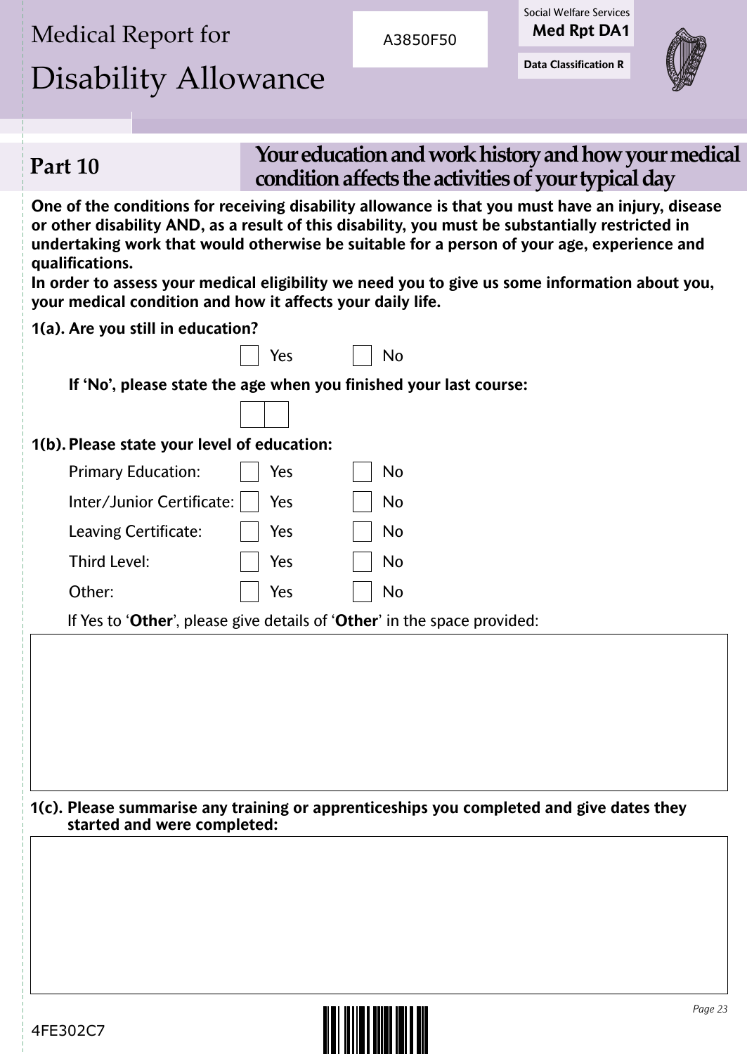# Medical Report for Disability Allowance

A3850F50

Social Welfare Services
**Med Rpt DA1**

**Data Classification R**

## Part 10 — Your education and work history and how your medical condition affects the activities of your typical day

**One of the conditions for receiving disability allowance is that you must have an injury, disease or other disability AND, as a result of this disability, you must be substantially restricted in undertaking work that would otherwise be suitable for a person of your age, experience and qualifications.**

**In order to assess your medical eligibility we need you to give us some information about you, your medical condition and how it affects your daily life.**

**1(a). Are you still in education?**

☐ Yes ☐ No

**If 'No', please state the age when you finished your last course:**

☐☐

**1(b). Please state your level of education:**

| | | |
|---|---|---|
| Primary Education: | ☐ Yes | ☐ No |
| Inter/Junior Certificate: | ☐ Yes | ☐ No |
| Leaving Certificate: | ☐ Yes | ☐ No |
| Third Level: | ☐ Yes | ☐ No |
| Other: | ☐ Yes | ☐ No |

If Yes to '**Other**', please give details of '**Other**' in the space provided:

**1(c). Please summarise any training or apprenticeships you completed and give dates they started and were completed:**

4FE302C7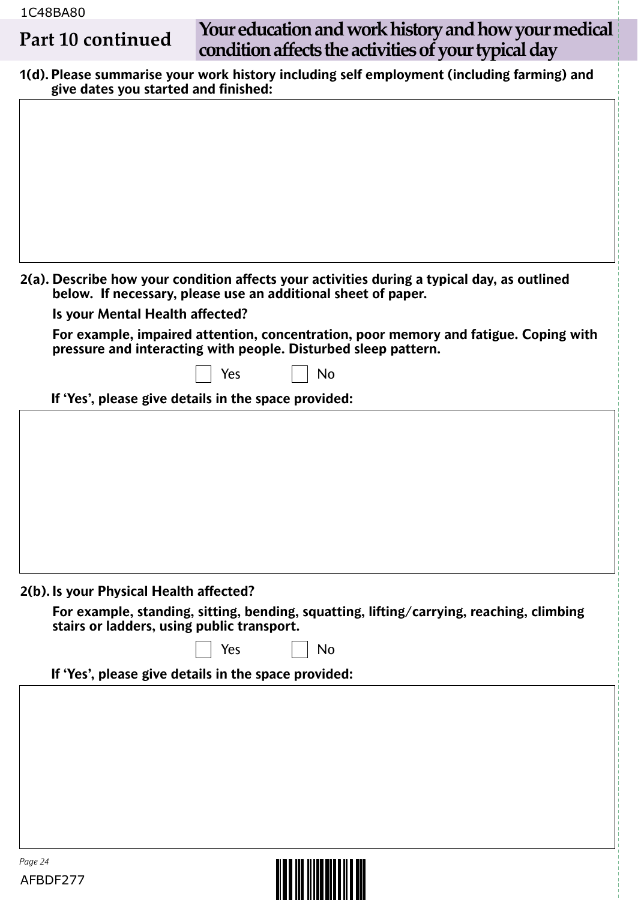## Part 10 continued — Your education and work history and how your medical condition affects the activities of your typical day

**1(d). Please summarise your work history including self employment (including farming) and give dates you started and finished:**

**2(a). Describe how your condition affects your activities during a typical day, as outlined below. If necessary, please use an additional sheet of paper.**

**Is your Mental Health affected?**

**For example, impaired attention, concentration, poor memory and fatigue. Coping with pressure and interacting with people. Disturbed sleep pattern.**

☐ Yes ☐ No

**If 'Yes', please give details in the space provided:**

**2(b). Is your Physical Health affected?**

**For example, standing, sitting, bending, squatting, lifting/carrying, reaching, climbing stairs or ladders, using public transport.**

☐ Yes ☐ No

**If 'Yes', please give details in the space provided:**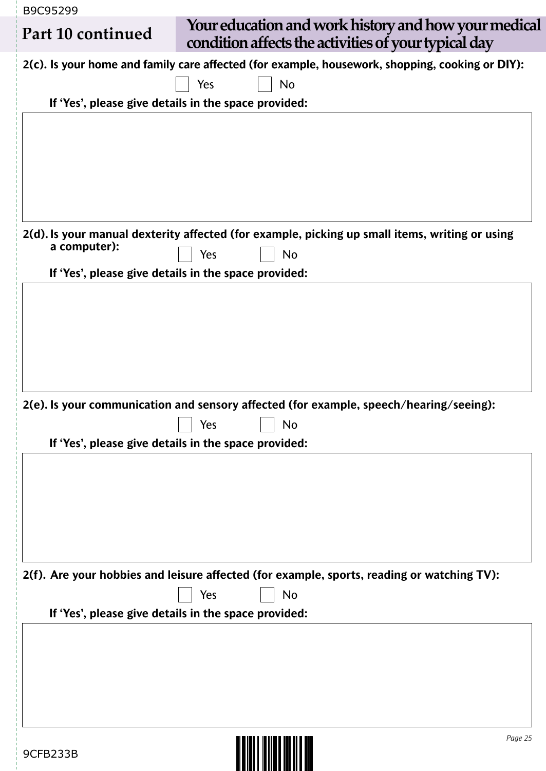## Part 10 continued — Your education and work history and how your medical condition affects the activities of your typical day

**2(c). Is your home and family care affected (for example, housework, shopping, cooking or DIY):**

☐ Yes ☐ No

**If 'Yes', please give details in the space provided:**

**2(d). Is your manual dexterity affected (for example, picking up small items, writing or using a computer):**

☐ Yes ☐ No

**If 'Yes', please give details in the space provided:**

**2(e). Is your communication and sensory affected (for example, speech/hearing/seeing):**

☐ Yes ☐ No

**If 'Yes', please give details in the space provided:**

**2(f). Are your hobbies and leisure affected (for example, sports, reading or watching TV):**

☐ Yes ☐ No

**If 'Yes', please give details in the space provided:**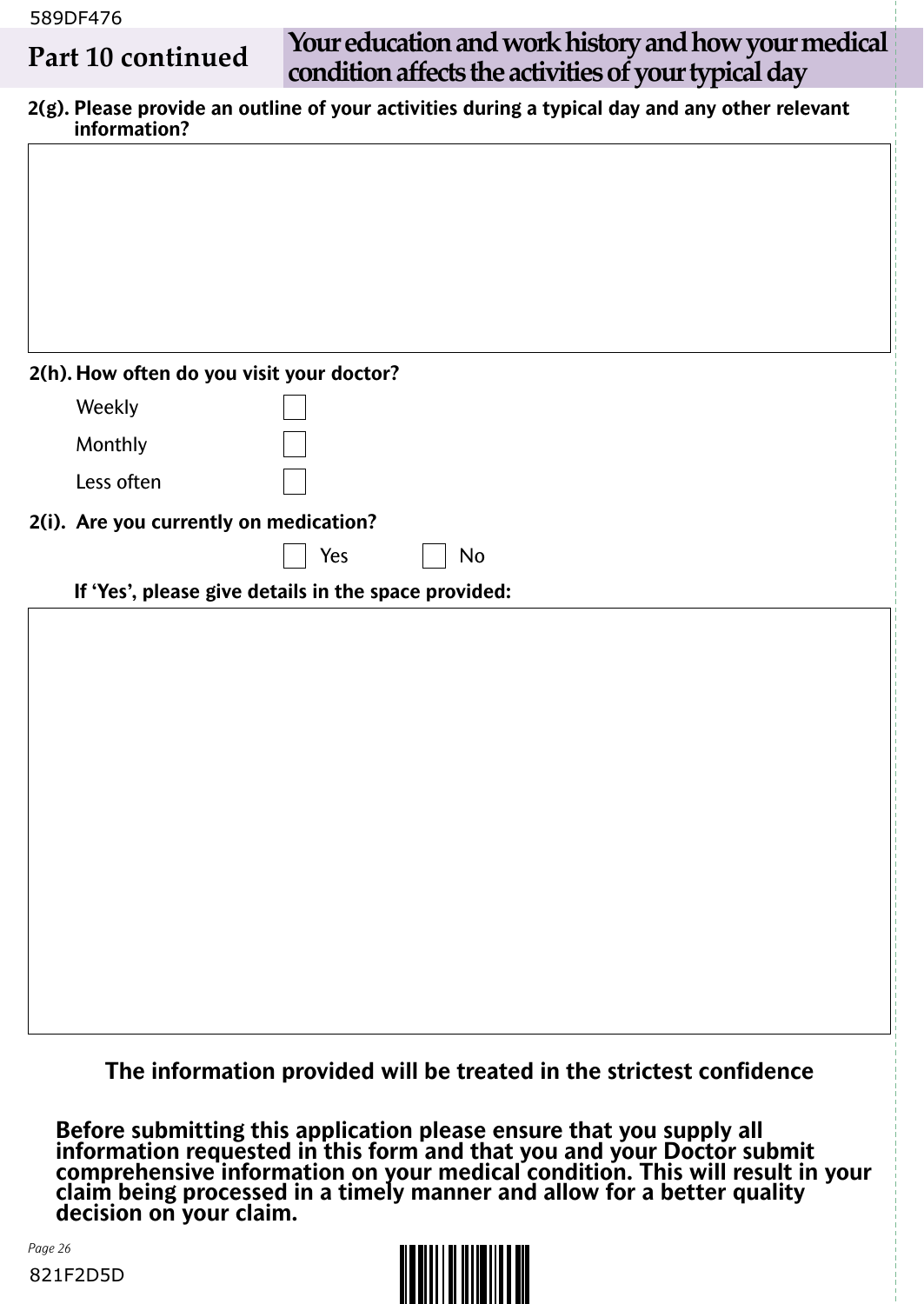589DF476

## Part 10 continued — Your education and work history and how your medical condition affects the activities of your typical day

**2(g). Please provide an outline of your activities during a typical day and any other relevant information?**

**2(h). How often do you visit your doctor?**

- Weekly ☐
- Monthly ☐
- Less often ☐

**2(i). Are you currently on medication?**

☐ Yes ☐ No

**If 'Yes', please give details in the space provided:**

**The information provided will be treated in the strictest confidence**

**Before submitting this application please ensure that you supply all information requested in this form and that you and your Doctor submit comprehensive information on your medical condition. This will result in your claim being processed in a timely manner and allow for a better quality decision on your claim.**

821F2D5D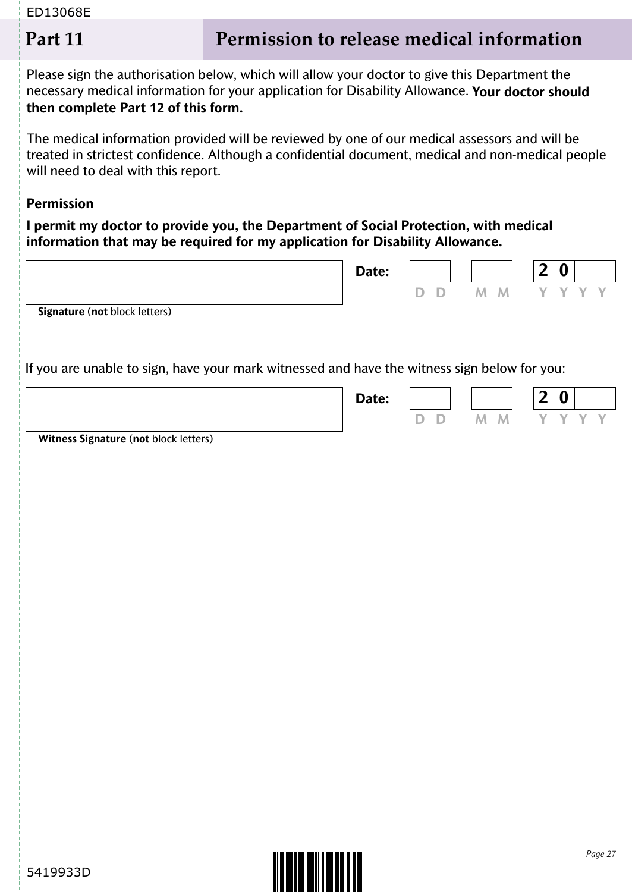## Part 11 Permission to release medical information

Please sign the authorisation below, which will allow your doctor to give this Department the necessary medical information for your application for Disability Allowance. **Your doctor should then complete Part 12 of this form.**

The medical information provided will be reviewed by one of our medical assessors and will be treated in strictest confidence. Although a confidential document, medical and non-medical people will need to deal with this report.

**Permission**

**I permit my doctor to provide you, the Department of Social Protection, with medical information that may be required for my application for Disability Allowance.**

**Signature** (**not** block letters) ____________________ **Date:** DD MM 20YY

If you are unable to sign, have your mark witnessed and have the witness sign below for you:

**Witness Signature** (**not** block letters) ____________________ **Date:** DD MM 20YY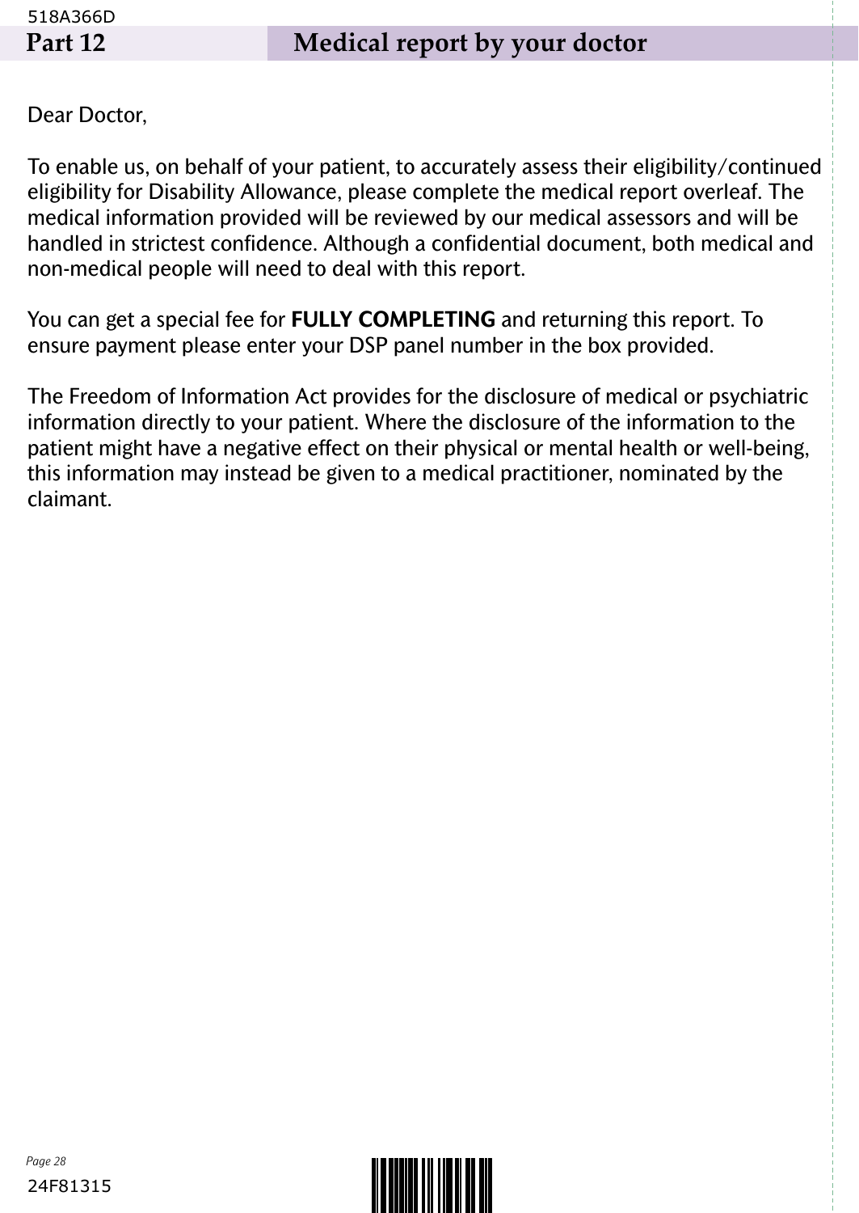## Part 12 Medical report by your doctor

Dear Doctor,

To enable us, on behalf of your patient, to accurately assess their eligibility/continued eligibility for Disability Allowance, please complete the medical report overleaf. The medical information provided will be reviewed by our medical assessors and will be handled in strictest confidence. Although a confidential document, both medical and non-medical people will need to deal with this report.

You can get a special fee for **FULLY COMPLETING** and returning this report. To ensure payment please enter your DSP panel number in the box provided.

The Freedom of Information Act provides for the disclosure of medical or psychiatric information directly to your patient. Where the disclosure of the information to the patient might have a negative effect on their physical or mental health or well-being, this information may instead be given to a medical practitioner, nominated by the claimant.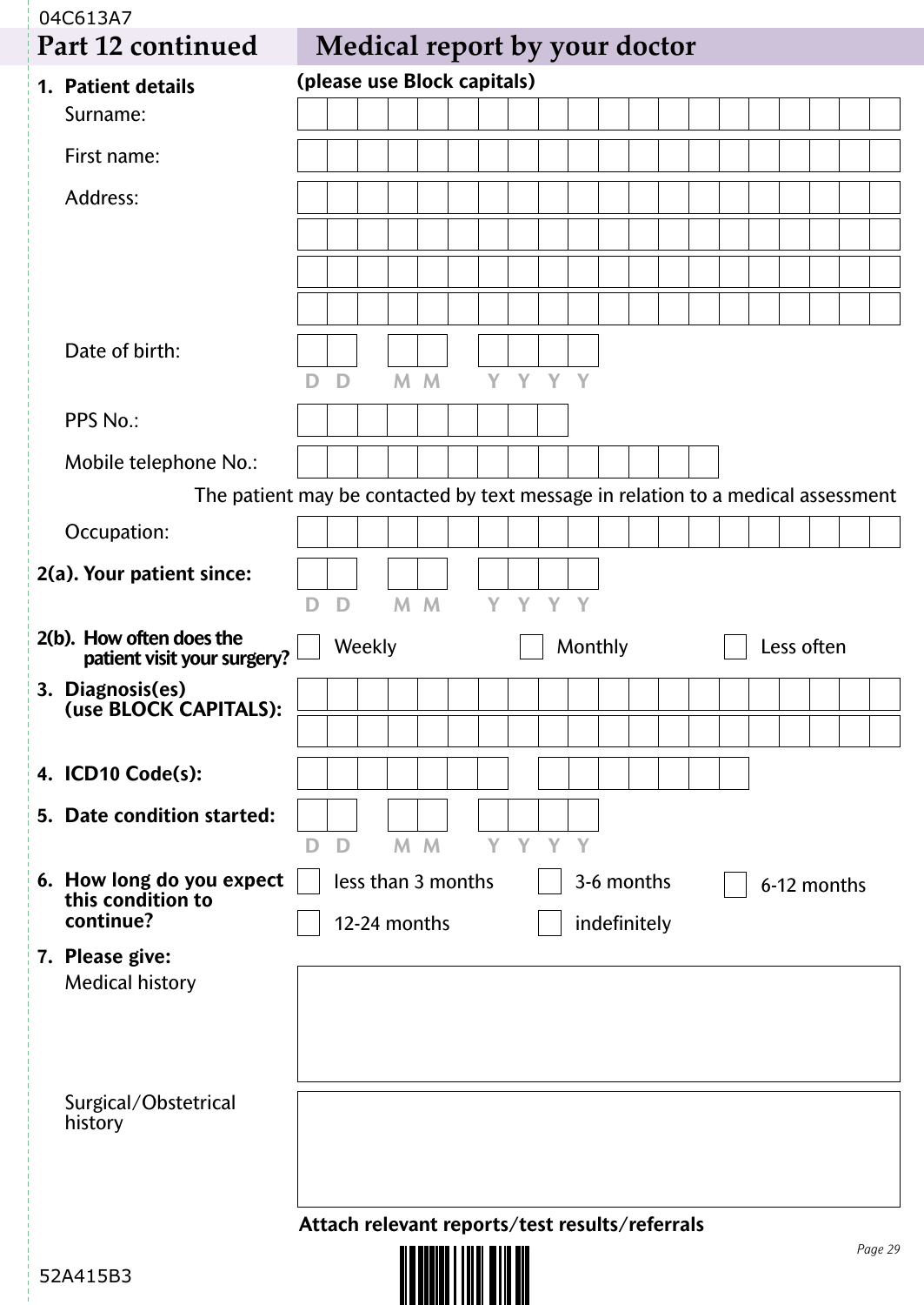## Part 12 continued — Medical report by your doctor

**1. Patient details** **(please use Block capitals)**

Surname:

First name:

Address:

Date of birth: DD MM YYYY

PPS No.:

Mobile telephone No.:

The patient may be contacted by text message in relation to a medical assessment

Occupation:

**2(a). Your patient since:** DD MM YYYY

**2(b). How often does the patient visit your surgery?**

- ☐ Weekly
- ☐ Monthly
- ☐ Less often

**3. Diagnosis(es) (use BLOCK CAPITALS):**

**4. ICD10 Code(s):**

**5. Date condition started:** DD MM YYYY

**6. How long do you expect this condition to continue?**

- ☐ less than 3 months
- ☐ 3-6 months
- ☐ 6-12 months
- ☐ 12-24 months
- ☐ indefinitely

**7. Please give:**

Medical history

Surgical/Obstetrical history

**Attach relevant reports/test results/referrals**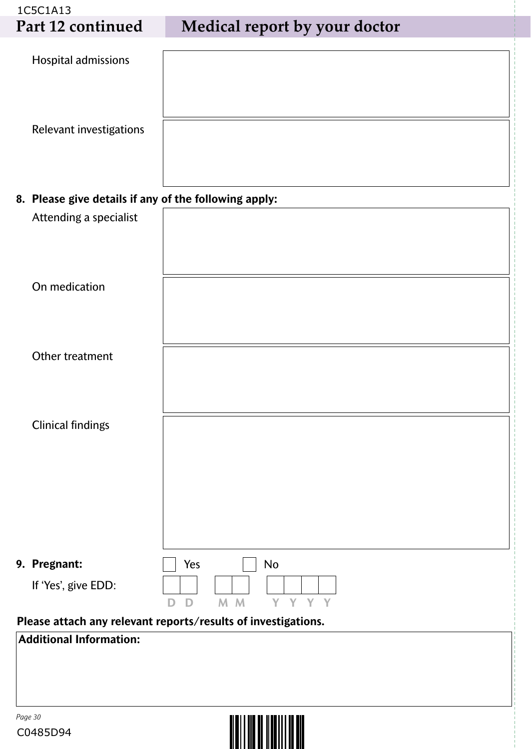## Part 12 continued — Medical report by your doctor

Hospital admissions

Relevant investigations

**8. Please give details if any of the following apply:**

Attending a specialist

On medication

Other treatment

Clinical findings

**9. Pregnant:** ☐ Yes ☐ No

If 'Yes', give EDD: DD MM YYYY

**Please attach any relevant reports/results of investigations.**

**Additional Information:**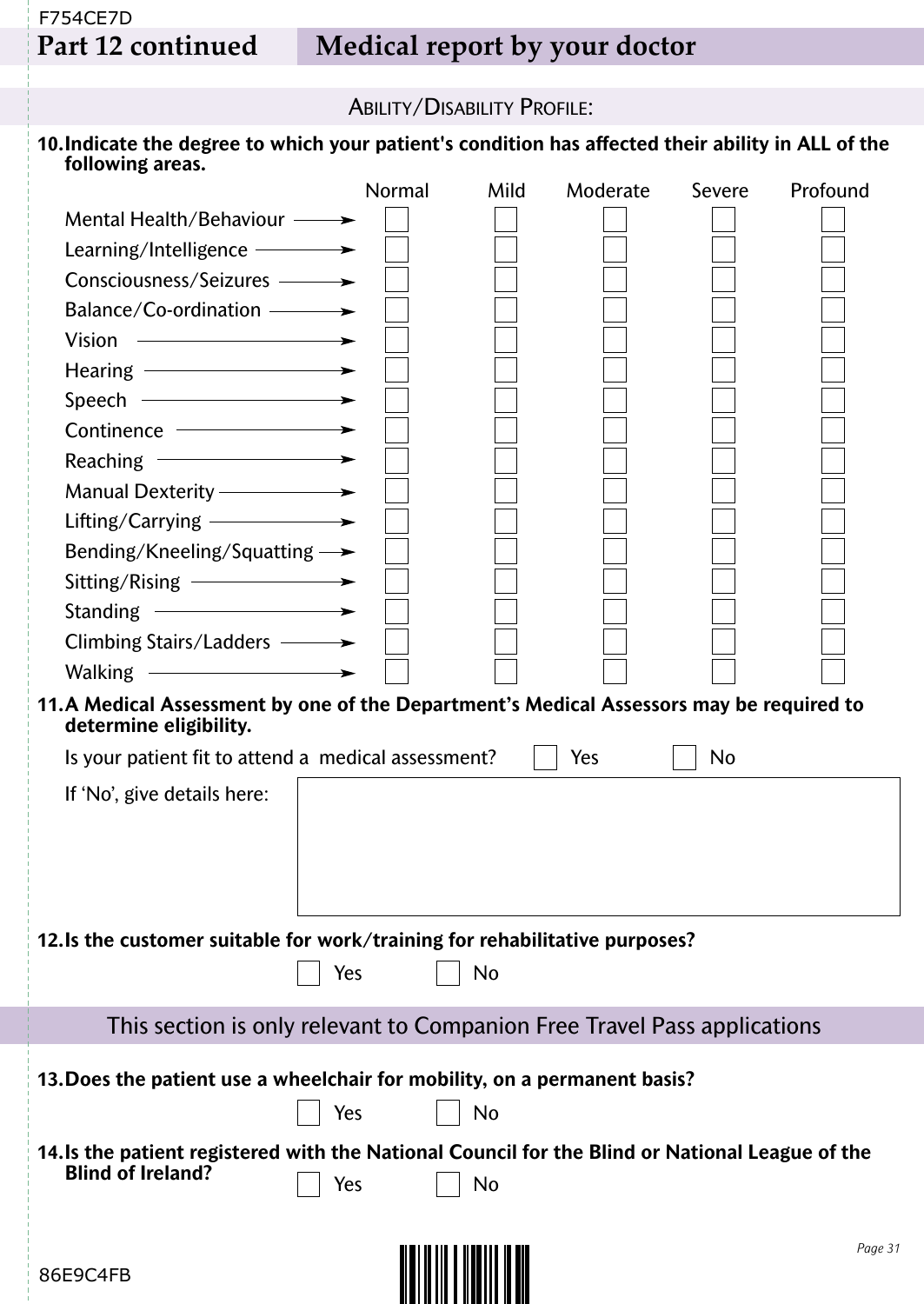## Part 12 continued — Medical report by your doctor

### Ability/Disability Profile:

**10. Indicate the degree to which your patient's condition has affected their ability in ALL of the following areas.**

| | Normal | Mild | Moderate | Severe | Profound |
|---|---|---|---|---|---|
| Mental Health/Behaviour | ☐ | ☐ | ☐ | ☐ | ☐ |
| Learning/Intelligence | ☐ | ☐ | ☐ | ☐ | ☐ |
| Consciousness/Seizures | ☐ | ☐ | ☐ | ☐ | ☐ |
| Balance/Co-ordination | ☐ | ☐ | ☐ | ☐ | ☐ |
| Vision | ☐ | ☐ | ☐ | ☐ | ☐ |
| Hearing | ☐ | ☐ | ☐ | ☐ | ☐ |
| Speech | ☐ | ☐ | ☐ | ☐ | ☐ |
| Continence | ☐ | ☐ | ☐ | ☐ | ☐ |
| Reaching | ☐ | ☐ | ☐ | ☐ | ☐ |
| Manual Dexterity | ☐ | ☐ | ☐ | ☐ | ☐ |
| Lifting/Carrying | ☐ | ☐ | ☐ | ☐ | ☐ |
| Bending/Kneeling/Squatting | ☐ | ☐ | ☐ | ☐ | ☐ |
| Sitting/Rising | ☐ | ☐ | ☐ | ☐ | ☐ |
| Standing | ☐ | ☐ | ☐ | ☐ | ☐ |
| Climbing Stairs/Ladders | ☐ | ☐ | ☐ | ☐ | ☐ |
| Walking | ☐ | ☐ | ☐ | ☐ | ☐ |

**11. A Medical Assessment by one of the Department's Medical Assessors may be required to determine eligibility.**

Is your patient fit to attend a medical assessment? ☐ Yes ☐ No

If 'No', give details here:

**12. Is the customer suitable for work/training for rehabilitative purposes?**

☐ Yes ☐ No

### This section is only relevant to Companion Free Travel Pass applications

**13. Does the patient use a wheelchair for mobility, on a permanent basis?**

☐ Yes ☐ No

**14. Is the patient registered with the National Council for the Blind or National League of the Blind of Ireland?**

☐ Yes ☐ No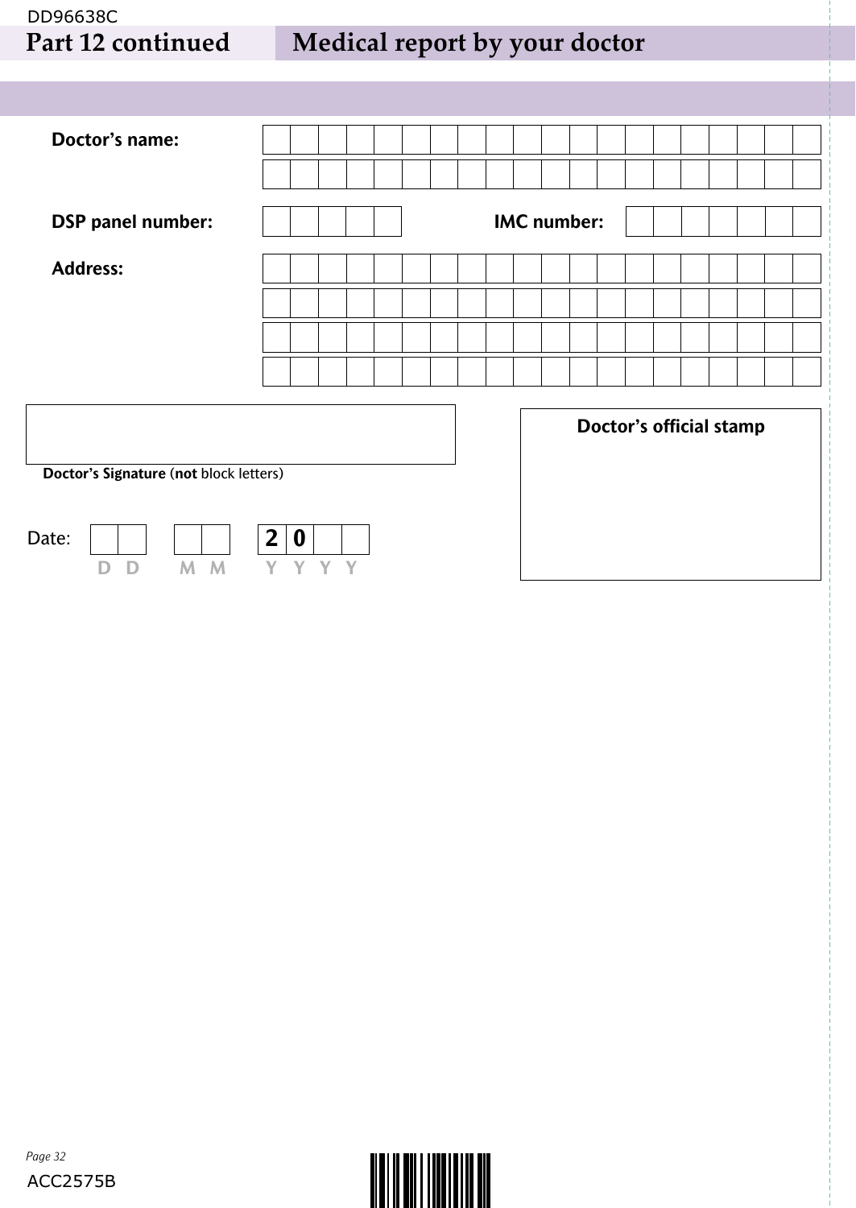DD96638C

## Part 12 continued — Medical report by your doctor

**Doctor's name:**

**DSP panel number:**

**IMC number:**

**Address:**

**Doctor's Signature** (**not** block letters)

Date: DD MM 20YY

**Doctor's official stamp**

ACC2575B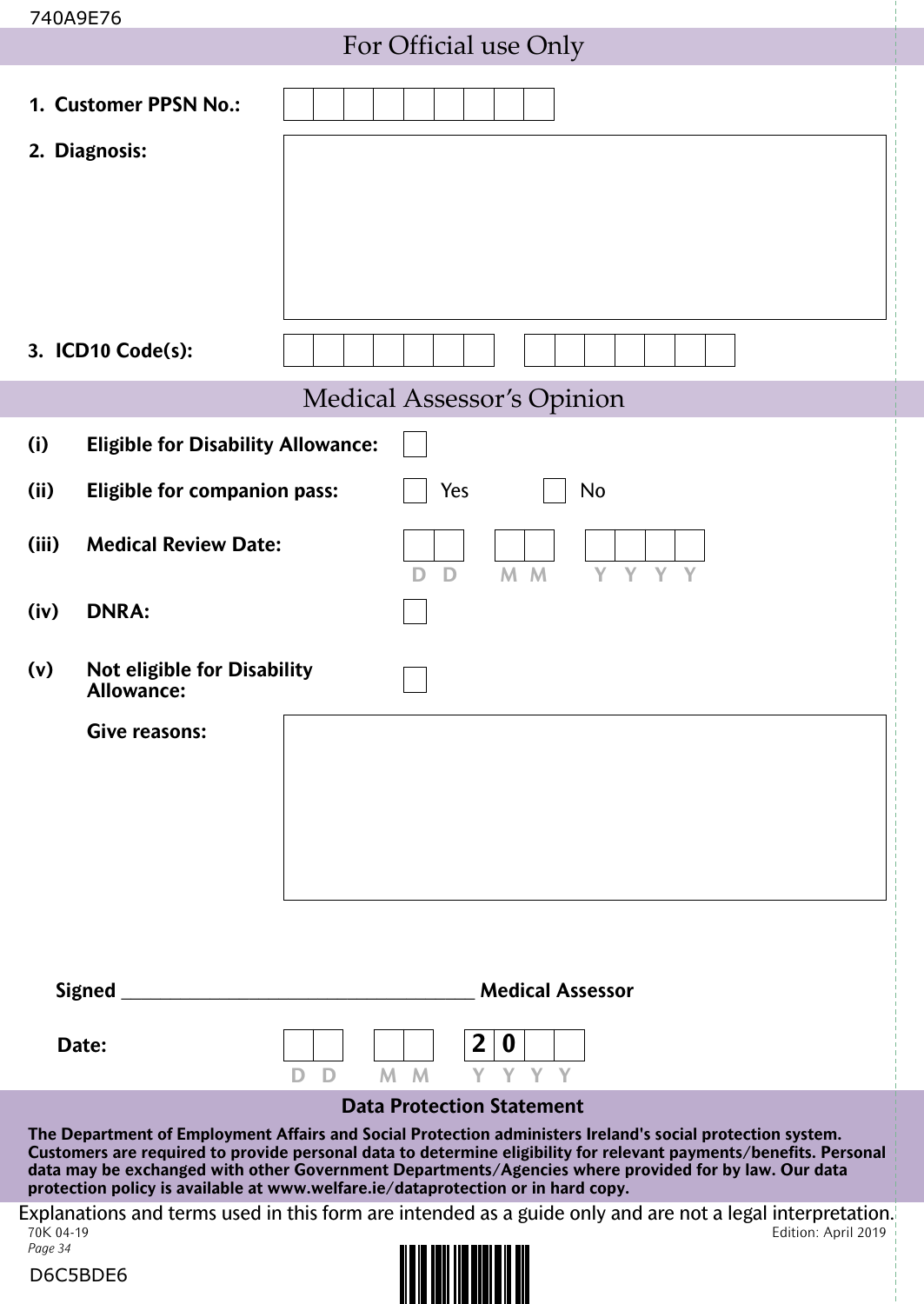740A9E76

## For Official use Only

**1. Customer PPSN No.:** ☐☐☐☐☐☐☐☐☐

**2. Diagnosis:**

**3. ICD10 Code(s):** ☐☐☐☐☐☐☐ ☐☐☐☐☐☐☐

## Medical Assessor's Opinion

**(i) Eligible for Disability Allowance:** ☐

**(ii) Eligible for companion pass:** ☐ Yes ☐ No

**(iii) Medical Review Date:** ☐☐ ☐☐ ☐☐☐☐
D D M M Y Y Y Y

**(iv) DNRA:** ☐

**(v) Not eligible for Disability Allowance:** ☐

**Give reasons:**

**Signed** ___________________________________ **Medical Assessor**

**Date:** ☐☐ ☐☐ 2 0 ☐☐
D D M M Y Y Y Y

### Data Protection Statement

**The Department of Employment Affairs and Social Protection administers Ireland's social protection system. Customers are required to provide personal data to determine eligibility for relevant payments/benefits. Personal data may be exchanged with other Government Departments/Agencies where provided for by law. Our data protection policy is available at www.welfare.ie/dataprotection or in hard copy.**

Explanations and terms used in this form are intended as a guide only and are not a legal interpretation.

70K 04-19 Edition: April 2019

D6C5BDE6